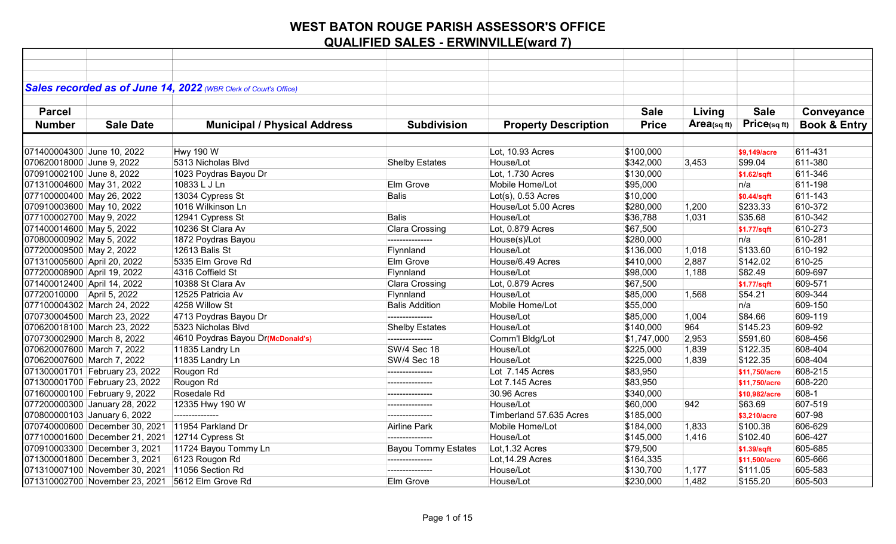# WEST BATON ROUGE PARISH ASSESSOR'S OFFICE

## QUALIFIED SALES - ERWINVILLE(ward 7)

***Sales recorded as of June 14, 2022*** *(WBR Clerk of Court's Office)*

| Parcel Number | Sale Date | Municipal / Physical Address | Subdivision | Property Description | Sale Price | Living Area(sq ft) | Sale Price(sq ft) | Conveyance Book & Entry |
|---|---|---|---|---|---|---|---|---|
| 071400004300 | June 10, 2022 | Hwy 190 W | | Lot, 10.93 Acres | $100,000 | | $9,149/acre | 611-431 |
| 070620018000 | June 9, 2022 | 5313 Nicholas Blvd | Shelby Estates | House/Lot | $342,000 | 3,453 | $99.04 | 611-380 |
| 070910002100 | June 8, 2022 | 1023 Poydras Bayou Dr | | Lot, 1.730 Acres | $130,000 | | $1.62/sqft | 611-346 |
| 071310004600 | May 31, 2022 | 10833 L J Ln | Elm Grove | Mobile Home/Lot | $95,000 | | n/a | 611-198 |
| 077100000400 | May 26, 2022 | 13034 Cypress St | Balis | Lot(s), 0.53 Acres | $10,000 | | $0.44/sqft | 611-143 |
| 070910003600 | May 10, 2022 | 1016 Wilkinson Ln | | House/Lot 5.00 Acres | $280,000 | 1,200 | $233.33 | 610-372 |
| 077100002700 | May 9, 2022 | 12941 Cypress St | Balis | House/Lot | $36,788 | 1,031 | $35.68 | 610-342 |
| 071400014600 | May 5, 2022 | 10236 St Clara Av | Clara Crossing | Lot, 0.879 Acres | $67,500 | | $1.77/sqft | 610-273 |
| 070800000902 | May 5, 2022 | 1872 Poydras Bayou | --------------- | House(s)/Lot | $280,000 | | n/a | 610-281 |
| 077200009500 | May 2, 2022 | 12613 Balis St | Flynnland | House/Lot | $136,000 | 1,018 | $133.60 | 610-192 |
| 071310005600 | April 20, 2022 | 5335 Elm Grove Rd | Elm Grove | House/6.49 Acres | $410,000 | 2,887 | $142.02 | 610-25 |
| 077200008900 | April 19, 2022 | 4316 Coffield St | Flynnland | House/Lot | $98,000 | 1,188 | $82.49 | 609-697 |
| 071400012400 | April 14, 2022 | 10388 St Clara Av | Clara Crossing | Lot, 0.879 Acres | $67,500 | | $1.77/sqft | 609-571 |
| 07720010000 | April 5, 2022 | 12525 Patricia Av | Flynnland | House/Lot | $85,000 | 1,568 | $54.21 | 609-344 |
| 077100004302 | March 24, 2022 | 4258 Willow St | Balis Addition | Mobile Home/Lot | $55,000 | | n/a | 609-150 |
| 070730004500 | March 23, 2022 | 4713 Poydras Bayou Dr | --------------- | House/Lot | $85,000 | 1,004 | $84.66 | 609-119 |
| 070620018100 | March 23, 2022 | 5323 Nicholas Blvd | Shelby Estates | House/Lot | $140,000 | 964 | $145.23 | 609-92 |
| 070730002900 | March 8, 2022 | 4610 Poydras Bayou Dr(McDonald's) | --------------- | Comm'l Bldg/Lot | $1,747,000 | 2,953 | $591.60 | 608-456 |
| 070620007600 | March 7, 2022 | 11835 Landry Ln | SW/4 Sec 18 | House/Lot | $225,000 | 1,839 | $122.35 | 608-404 |
| 070620007600 | March 7, 2022 | 11835 Landry Ln | SW/4 Sec 18 | House/Lot | $225,000 | 1,839 | $122.35 | 608-404 |
| 071300001701 | February 23, 2022 | Rougon Rd | --------------- | Lot 7.145 Acres | $83,950 | | $11,750/acre | 608-215 |
| 071300001700 | February 23, 2022 | Rougon Rd | --------------- | Lot 7.145 Acres | $83,950 | | $11,750/acre | 608-220 |
| 071600000100 | February 9, 2022 | Rosedale Rd | --------------- | 30.96 Acres | $340,000 | | $10,982/acre | 608-1 |
| 077200000300 | January 28, 2022 | 12335 Hwy 190 W | --------------- | House/Lot | $60,000 | 942 | $63.69 | 607-519 |
| 070800000103 | January 6, 2022 | --------------- | --------------- | Timberland 57.635 Acres | $185,000 | | $3,210/acre | 607-98 |
| 070740000600 | December 30, 2021 | 11954 Parkland Dr | Airline Park | Mobile Home/Lot | $184,000 | 1,833 | $100.38 | 606-629 |
| 077100001600 | December 21, 2021 | 12714 Cypress St | --------------- | House/Lot | $145,000 | 1,416 | $102.40 | 606-427 |
| 070910003300 | December 3, 2021 | 11724 Bayou Tommy Ln | Bayou Tommy Estates | Lot,1.32 Acres | $79,500 | | $1.39/sqft | 605-685 |
| 071300001800 | December 3, 2021 | 6123 Rougon Rd | --------------- | Lot,14.29 Acres | $164,335 | | $11,500/acre | 605-666 |
| 071310007100 | November 30, 2021 | 11056 Section Rd | --------------- | House/Lot | $130,700 | 1,177 | $111.05 | 605-583 |
| 071310002700 | November 23, 2021 | 5612 Elm Grove Rd | Elm Grove | House/Lot | $230,000 | 1,482 | $155.20 | 605-503 |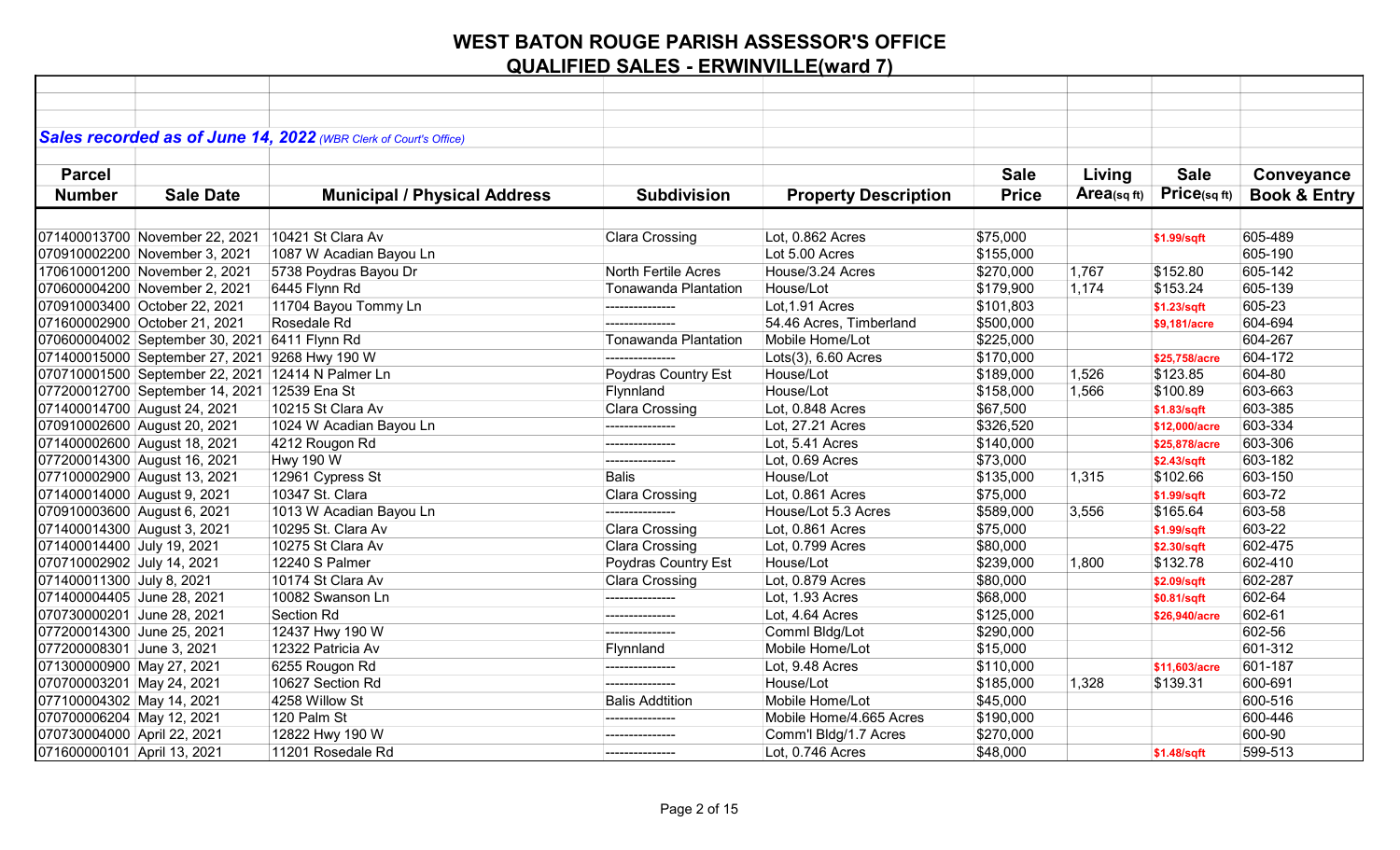# WEST BATON ROUGE PARISH ASSESSOR'S OFFICE

## QUALIFIED SALES - ERWINVILLE(ward 7)

***Sales recorded as of June 14, 2022*** *(WBR Clerk of Court's Office)*

| Parcel Number | Sale Date | Municipal / Physical Address | Subdivision | Property Description | Sale Price | Living Area(sq ft) | Sale Price(sq ft) | Conveyance Book & Entry |
|---|---|---|---|---|---|---|---|---|
| 071400013700 | November 22, 2021 | 10421 St Clara Av | Clara Crossing | Lot, 0.862 Acres | $75,000 | | $1.99/sqft | 605-489 |
| 070910002200 | November 3, 2021 | 1087 W Acadian Bayou Ln | | Lot 5.00 Acres | $155,000 | | | 605-190 |
| 170610001200 | November 2, 2021 | 5738 Poydras Bayou Dr | North Fertile Acres | House/3.24 Acres | $270,000 | 1,767 | $152.80 | 605-142 |
| 070600004200 | November 2, 2021 | 6445 Flynn Rd | Tonawanda Plantation | House/Lot | $179,900 | 1,174 | $153.24 | 605-139 |
| 070910003400 | October 22, 2021 | 11704 Bayou Tommy Ln | --------------- | Lot,1.91 Acres | $101,803 | | $1.23/sqft | 605-23 |
| 071600002900 | October 21, 2021 | Rosedale Rd | --------------- | 54.46 Acres, Timberland | $500,000 | | $9,181/acre | 604-694 |
| 070600004002 | September 30, 2021 | 6411 Flynn Rd | Tonawanda Plantation | Mobile Home/Lot | $225,000 | | | 604-267 |
| 071400015000 | September 27, 2021 | 9268 Hwy 190 W | --------------- | Lots(3), 6.60 Acres | $170,000 | | $25,758/acre | 604-172 |
| 070710001500 | September 22, 2021 | 12414 N Palmer Ln | Poydras Country Est | House/Lot | $189,000 | 1,526 | $123.85 | 604-80 |
| 077200012700 | September 14, 2021 | 12539 Ena St | Flynnland | House/Lot | $158,000 | 1,566 | $100.89 | 603-663 |
| 071400014700 | August 24, 2021 | 10215 St Clara Av | Clara Crossing | Lot, 0.848 Acres | $67,500 | | $1.83/sqft | 603-385 |
| 070910002600 | August 20, 2021 | 1024 W Acadian Bayou Ln | --------------- | Lot, 27.21 Acres | $326,520 | | $12,000/acre | 603-334 |
| 071400002600 | August 18, 2021 | 4212 Rougon Rd | --------------- | Lot, 5.41 Acres | $140,000 | | $25,878/acre | 603-306 |
| 077200014300 | August 16, 2021 | Hwy 190 W | --------------- | Lot, 0.69 Acres | $73,000 | | $2.43/sqft | 603-182 |
| 077100002900 | August 13, 2021 | 12961 Cypress St | Balis | House/Lot | $135,000 | 1,315 | $102.66 | 603-150 |
| 071400014000 | August 9, 2021 | 10347 St. Clara | Clara Crossing | Lot, 0.861 Acres | $75,000 | | $1.99/sqft | 603-72 |
| 070910003600 | August 6, 2021 | 1013 W Acadian Bayou Ln | --------------- | House/Lot 5.3 Acres | $589,000 | 3,556 | $165.64 | 603-58 |
| 071400014300 | August 3, 2021 | 10295 St. Clara Av | Clara Crossing | Lot, 0.861 Acres | $75,000 | | $1.99/sqft | 603-22 |
| 071400014400 | July 19, 2021 | 10275 St Clara Av | Clara Crossing | Lot, 0.799 Acres | $80,000 | | $2.30/sqft | 602-475 |
| 070710002902 | July 14, 2021 | 12240 S Palmer | Poydras Country Est | House/Lot | $239,000 | 1,800 | $132.78 | 602-410 |
| 071400011300 | July 8, 2021 | 10174 St Clara Av | Clara Crossing | Lot, 0.879 Acres | $80,000 | | $2.09/sqft | 602-287 |
| 071400004405 | June 28, 2021 | 10082 Swanson Ln | --------------- | Lot, 1.93 Acres | $68,000 | | $0.81/sqft | 602-64 |
| 070730000201 | June 28, 2021 | Section Rd | --------------- | Lot, 4.64 Acres | $125,000 | | $26,940/acre | 602-61 |
| 077200014300 | June 25, 2021 | 12437 Hwy 190 W | --------------- | Comml Bldg/Lot | $290,000 | | | 602-56 |
| 077200008301 | June 3, 2021 | 12322 Patricia Av | Flynnland | Mobile Home/Lot | $15,000 | | | 601-312 |
| 071300000900 | May 27, 2021 | 6255 Rougon Rd | --------------- | Lot, 9.48 Acres | $110,000 | | $11,603/acre | 601-187 |
| 070700003201 | May 24, 2021 | 10627 Section Rd | --------------- | House/Lot | $185,000 | 1,328 | $139.31 | 600-691 |
| 077100004302 | May 14, 2021 | 4258 Willow St | Balis Addtition | Mobile Home/Lot | $45,000 | | | 600-516 |
| 070700006204 | May 12, 2021 | 120 Palm St | --------------- | Mobile Home/4.665 Acres | $190,000 | | | 600-446 |
| 070730004000 | April 22, 2021 | 12822 Hwy 190 W | --------------- | Comm'l Bldg/1.7 Acres | $270,000 | | | 600-90 |
| 071600000101 | April 13, 2021 | 11201 Rosedale Rd | --------------- | Lot, 0.746 Acres | $48,000 | | $1.48/sqft | 599-513 |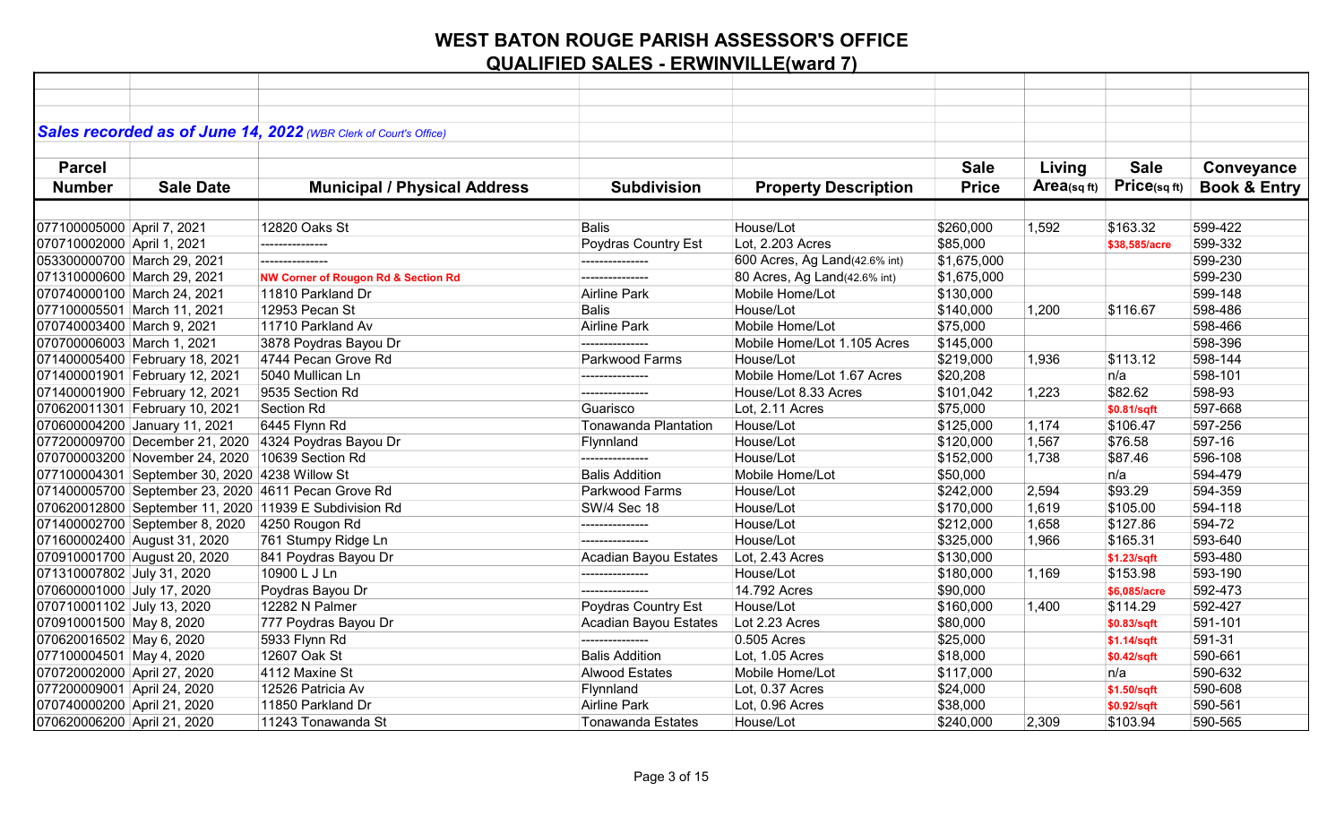# WEST BATON ROUGE PARISH ASSESSOR'S OFFICE

## QUALIFIED SALES - ERWINVILLE(ward 7)

***Sales recorded as of June 14, 2022** (WBR Clerk of Court's Office)*

| Parcel Number | Sale Date | Municipal / Physical Address | Subdivision | Property Description | Sale Price | Living Area(sq ft) | Sale Price(sq ft) | Conveyance Book & Entry |
|---|---|---|---|---|---|---|---|---|
| 077100005000 | April 7, 2021 | 12820 Oaks St | Balis | House/Lot | $260,000 | 1,592 | $163.32 | 599-422 |
| 070710002000 | April 1, 2021 | --------------- | Poydras Country Est | Lot, 2.203 Acres | $85,000 | | $38,585/acre | 599-332 |
| 053300000700 | March 29, 2021 | --------------- | --------------- | 600 Acres, Ag Land(42.6% int) | $1,675,000 | | | 599-230 |
| 071310000600 | March 29, 2021 | NW Corner of Rougon Rd & Section Rd | --------------- | 80 Acres, Ag Land(42.6% int) | $1,675,000 | | | 599-230 |
| 070740000100 | March 24, 2021 | 11810 Parkland Dr | Airline Park | Mobile Home/Lot | $130,000 | | | 599-148 |
| 077100005501 | March 11, 2021 | 12953 Pecan St | Balis | House/Lot | $140,000 | 1,200 | $116.67 | 598-486 |
| 070740003400 | March 9, 2021 | 11710 Parkland Av | Airline Park | Mobile Home/Lot | $75,000 | | | 598-466 |
| 070700006003 | March 1, 2021 | 3878 Poydras Bayou Dr | --------------- | Mobile Home/Lot 1.105 Acres | $145,000 | | | 598-396 |
| 071400005400 | February 18, 2021 | 4744 Pecan Grove Rd | Parkwood Farms | House/Lot | $219,000 | 1,936 | $113.12 | 598-144 |
| 071400001901 | February 12, 2021 | 5040 Mullican Ln | --------------- | Mobile Home/Lot 1.67 Acres | $20,208 | | n/a | 598-101 |
| 071400001900 | February 12, 2021 | 9535 Section Rd | --------------- | House/Lot 8.33 Acres | $101,042 | 1,223 | $82.62 | 598-93 |
| 070620011301 | February 10, 2021 | Section Rd | Guarisco | Lot, 2.11 Acres | $75,000 | | $0.81/sqft | 597-668 |
| 070600004200 | January 11, 2021 | 6445 Flynn Rd | Tonawanda Plantation | House/Lot | $125,000 | 1,174 | $106.47 | 597-256 |
| 077200009700 | December 21, 2020 | 4324 Poydras Bayou Dr | Flynnland | House/Lot | $120,000 | 1,567 | $76.58 | 597-16 |
| 070700003200 | November 24, 2020 | 10639 Section Rd | --------------- | House/Lot | $152,000 | 1,738 | $87.46 | 596-108 |
| 077100004301 | September 30, 2020 | 4238 Willow St | Balis Addition | Mobile Home/Lot | $50,000 | | n/a | 594-479 |
| 071400005700 | September 23, 2020 | 4611 Pecan Grove Rd | Parkwood Farms | House/Lot | $242,000 | 2,594 | $93.29 | 594-359 |
| 070620012800 | September 11, 2020 | 11939 E Subdivision Rd | SW/4 Sec 18 | House/Lot | $170,000 | 1,619 | $105.00 | 594-118 |
| 071400002700 | September 8, 2020 | 4250 Rougon Rd | --------------- | House/Lot | $212,000 | 1,658 | $127.86 | 594-72 |
| 071600002400 | August 31, 2020 | 761 Stumpy Ridge Ln | --------------- | House/Lot | $325,000 | 1,966 | $165.31 | 593-640 |
| 070910001700 | August 20, 2020 | 841 Poydras Bayou Dr | Acadian Bayou Estates | Lot, 2.43 Acres | $130,000 | | $1.23/sqft | 593-480 |
| 071310007802 | July 31, 2020 | 10900 L J Ln | --------------- | House/Lot | $180,000 | 1,169 | $153.98 | 593-190 |
| 070600001000 | July 17, 2020 | Poydras Bayou Dr | --------------- | 14.792 Acres | $90,000 | | $6,085/acre | 592-473 |
| 070710001102 | July 13, 2020 | 12282 N Palmer | Poydras Country Est | House/Lot | $160,000 | 1,400 | $114.29 | 592-427 |
| 070910001500 | May 8, 2020 | 777 Poydras Bayou Dr | Acadian Bayou Estates | Lot 2.23 Acres | $80,000 | | $0.83/sqft | 591-101 |
| 070620016502 | May 6, 2020 | 5933 Flynn Rd | --------------- | 0.505 Acres | $25,000 | | $1.14/sqft | 591-31 |
| 077100004501 | May 4, 2020 | 12607 Oak St | Balis Addition | Lot, 1.05 Acres | $18,000 | | $0.42/sqft | 590-661 |
| 070720002000 | April 27, 2020 | 4112 Maxine St | Alwood Estates | Mobile Home/Lot | $117,000 | | n/a | 590-632 |
| 077200009001 | April 24, 2020 | 12526 Patricia Av | Flynnland | Lot, 0.37 Acres | $24,000 | | $1.50/sqft | 590-608 |
| 070740000200 | April 21, 2020 | 11850 Parkland Dr | Airline Park | Lot, 0.96 Acres | $38,000 | | $0.92/sqft | 590-561 |
| 070620006200 | April 21, 2020 | 11243 Tonawanda St | Tonawanda Estates | House/Lot | $240,000 | 2,309 | $103.94 | 590-565 |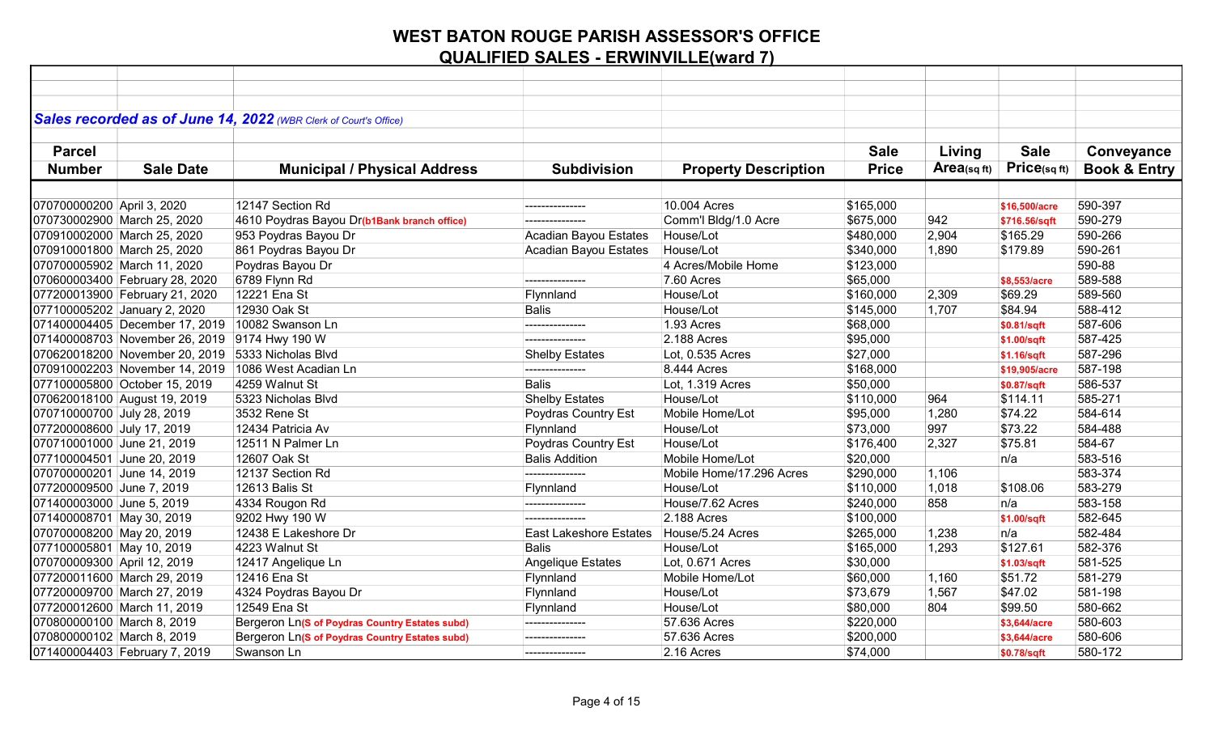# WEST BATON ROUGE PARISH ASSESSOR'S OFFICE

## QUALIFIED SALES - ERWINVILLE(ward 7)

***Sales recorded as of June 14, 2022*** *(WBR Clerk of Court's Office)*

| Parcel Number | Sale Date | Municipal / Physical Address | Subdivision | Property Description | Sale Price | Living Area(sq ft) | Sale Price(sq ft) | Conveyance Book & Entry |
|---|---|---|---|---|---|---|---|---|
| 070700000200 | April 3, 2020 | 12147 Section Rd | --------------- | 10.004 Acres | $165,000 | | $16,500/acre | 590-397 |
| 070730002900 | March 25, 2020 | 4610 Poydras Bayou Dr(b1Bank branch office) | --------------- | Comm'l Bldg/1.0 Acre | $675,000 | 942 | $716.56/sqft | 590-279 |
| 070910002000 | March 25, 2020 | 953 Poydras Bayou Dr | Acadian Bayou Estates | House/Lot | $480,000 | 2,904 | $165.29 | 590-266 |
| 070910001800 | March 25, 2020 | 861 Poydras Bayou Dr | Acadian Bayou Estates | House/Lot | $340,000 | 1,890 | $179.89 | 590-261 |
| 070700005902 | March 11, 2020 | Poydras Bayou Dr | | 4 Acres/Mobile Home | $123,000 | | | 590-88 |
| 070600003400 | February 28, 2020 | 6789 Flynn Rd | --------------- | 7.60 Acres | $65,000 | | $8,553/acre | 589-588 |
| 077200013900 | February 21, 2020 | 12221 Ena St | Flynnland | House/Lot | $160,000 | 2,309 | $69.29 | 589-560 |
| 077100005202 | January 2, 2020 | 12930 Oak St | Balis | House/Lot | $145,000 | 1,707 | $84.94 | 588-412 |
| 071400004405 | December 17, 2019 | 10082 Swanson Ln | --------------- | 1.93 Acres | $68,000 | | $0.81/sqft | 587-606 |
| 071400008703 | November 26, 2019 | 9174 Hwy 190 W | --------------- | 2.188 Acres | $95,000 | | $1.00/sqft | 587-425 |
| 070620018200 | November 20, 2019 | 5333 Nicholas Blvd | Shelby Estates | Lot, 0.535 Acres | $27,000 | | $1.16/sqft | 587-296 |
| 070910002203 | November 14, 2019 | 1086 West Acadian Ln | --------------- | 8.444 Acres | $168,000 | | $19,905/acre | 587-198 |
| 077100005800 | October 15, 2019 | 4259 Walnut St | Balis | Lot, 1.319 Acres | $50,000 | | $0.87/sqft | 586-537 |
| 070620018100 | August 19, 2019 | 5323 Nicholas Blvd | Shelby Estates | House/Lot | $110,000 | 964 | $114.11 | 585-271 |
| 070710000700 | July 28, 2019 | 3532 Rene St | Poydras Country Est | Mobile Home/Lot | $95,000 | 1,280 | $74.22 | 584-614 |
| 077200008600 | July 17, 2019 | 12434 Patricia Av | Flynnland | House/Lot | $73,000 | 997 | $73.22 | 584-488 |
| 070710001000 | June 21, 2019 | 12511 N Palmer Ln | Poydras Country Est | House/Lot | $176,400 | 2,327 | $75.81 | 584-67 |
| 077100004501 | June 20, 2019 | 12607 Oak St | Balis Addition | Mobile Home/Lot | $20,000 | | n/a | 583-516 |
| 070700000201 | June 14, 2019 | 12137 Section Rd | --------------- | Mobile Home/17.296 Acres | $290,000 | 1,106 | | 583-374 |
| 077200009500 | June 7, 2019 | 12613 Balis St | Flynnland | House/Lot | $110,000 | 1,018 | $108.06 | 583-279 |
| 071400003000 | June 5, 2019 | 4334 Rougon Rd | --------------- | House/7.62 Acres | $240,000 | 858 | n/a | 583-158 |
| 071400008701 | May 30, 2019 | 9202 Hwy 190 W | --------------- | 2.188 Acres | $100,000 | | $1.00/sqft | 582-645 |
| 070700008200 | May 20, 2019 | 12438 E Lakeshore Dr | East Lakeshore Estates | House/5.24 Acres | $265,000 | 1,238 | n/a | 582-484 |
| 077100005801 | May 10, 2019 | 4223 Walnut St | Balis | House/Lot | $165,000 | 1,293 | $127.61 | 582-376 |
| 070700009300 | April 12, 2019 | 12417 Angelique Ln | Angelique Estates | Lot, 0.671 Acres | $30,000 | | $1.03/sqft | 581-525 |
| 077200011600 | March 29, 2019 | 12416 Ena St | Flynnland | Mobile Home/Lot | $60,000 | 1,160 | $51.72 | 581-279 |
| 077200009700 | March 27, 2019 | 4324 Poydras Bayou Dr | Flynnland | House/Lot | $73,679 | 1,567 | $47.02 | 581-198 |
| 077200012600 | March 11, 2019 | 12549 Ena St | Flynnland | House/Lot | $80,000 | 804 | $99.50 | 580-662 |
| 070800000100 | March 8, 2019 | Bergeron Ln(S of Poydras Country Estates subd) | --------------- | 57.636 Acres | $220,000 | | $3,644/acre | 580-603 |
| 070800000102 | March 8, 2019 | Bergeron Ln(S of Poydras Country Estates subd) | --------------- | 57.636 Acres | $200,000 | | $3,644/acre | 580-606 |
| 071400004403 | February 7, 2019 | Swanson Ln | --------------- | 2.16 Acres | $74,000 | | $0.78/sqft | 580-172 |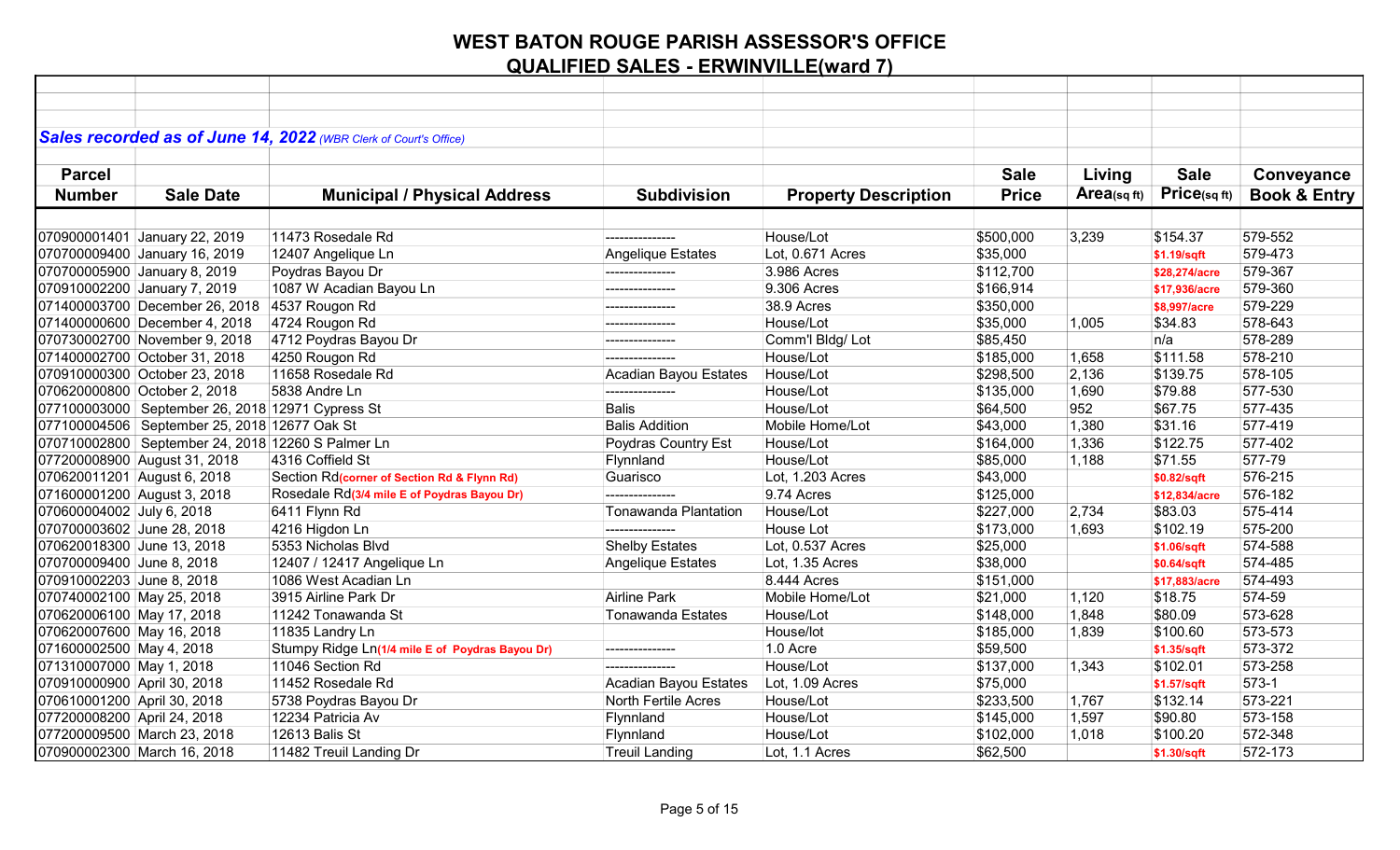# WEST BATON ROUGE PARISH ASSESSOR'S OFFICE

## QUALIFIED SALES - ERWINVILLE(ward 7)

***Sales recorded as of June 14, 2022*** *(WBR Clerk of Court's Office)*

| Parcel Number | Sale Date | Municipal / Physical Address | Subdivision | Property Description | Sale Price | Living Area(sq ft) | Sale Price(sq ft) | Conveyance Book & Entry |
|---|---|---|---|---|---|---|---|---|
| 070900001401 | January 22, 2019 | 11473 Rosedale Rd | --------------- | House/Lot | $500,000 | 3,239 | $154.37 | 579-552 |
| 070700009400 | January 16, 2019 | 12407 Angelique Ln | Angelique Estates | Lot, 0.671 Acres | $35,000 | | $1.19/sqft | 579-473 |
| 070700005900 | January 8, 2019 | Poydras Bayou Dr | --------------- | 3.986 Acres | $112,700 | | $28,274/acre | 579-367 |
| 070910002200 | January 7, 2019 | 1087 W Acadian Bayou Ln | --------------- | 9.306 Acres | $166,914 | | $17,936/acre | 579-360 |
| 071400003700 | December 26, 2018 | 4537 Rougon Rd | --------------- | 38.9 Acres | $350,000 | | $8,997/acre | 579-229 |
| 071400000600 | December 4, 2018 | 4724 Rougon Rd | --------------- | House/Lot | $35,000 | 1,005 | $34.83 | 578-643 |
| 070730002700 | November 9, 2018 | 4712 Poydras Bayou Dr | --------------- | Comm'l Bldg/ Lot | $85,450 | | n/a | 578-289 |
| 071400002700 | October 31, 2018 | 4250 Rougon Rd | --------------- | House/Lot | $185,000 | 1,658 | $111.58 | 578-210 |
| 070910000300 | October 23, 2018 | 11658 Rosedale Rd | Acadian Bayou Estates | House/Lot | $298,500 | 2,136 | $139.75 | 578-105 |
| 070620000800 | October 2, 2018 | 5838 Andre Ln | --------------- | House/Lot | $135,000 | 1,690 | $79.88 | 577-530 |
| 077100003000 | September 26, 2018 | 12971 Cypress St | Balis | House/Lot | $64,500 | 952 | $67.75 | 577-435 |
| 077100004506 | September 25, 2018 | 12677 Oak St | Balis Addition | Mobile Home/Lot | $43,000 | 1,380 | $31.16 | 577-419 |
| 070710002800 | September 24, 2018 | 12260 S Palmer Ln | Poydras Country Est | House/Lot | $164,000 | 1,336 | $122.75 | 577-402 |
| 077200008900 | August 31, 2018 | 4316 Coffield St | Flynnland | House/Lot | $85,000 | 1,188 | $71.55 | 577-79 |
| 070620011201 | August 6, 2018 | Section Rd**(corner of Section Rd & Flynn Rd)** | Guarisco | Lot, 1.203 Acres | $43,000 | | $0.82/sqft | 576-215 |
| 071600001200 | August 3, 2018 | Rosedale Rd**(3/4 mile E of Poydras Bayou Dr)** | --------------- | 9.74 Acres | $125,000 | | $12,834/acre | 576-182 |
| 070600004002 | July 6, 2018 | 6411 Flynn Rd | Tonawanda Plantation | House/Lot | $227,000 | 2,734 | $83.03 | 575-414 |
| 070700003602 | June 28, 2018 | 4216 Higdon Ln | --------------- | House Lot | $173,000 | 1,693 | $102.19 | 575-200 |
| 070620018300 | June 13, 2018 | 5353 Nicholas Blvd | Shelby Estates | Lot, 0.537 Acres | $25,000 | | $1.06/sqft | 574-588 |
| 070700009400 | June 8, 2018 | 12407 / 12417 Angelique Ln | Angelique Estates | Lot, 1.35 Acres | $38,000 | | $0.64/sqft | 574-485 |
| 070910002203 | June 8, 2018 | 1086 West Acadian Ln | | 8.444 Acres | $151,000 | | $17,883/acre | 574-493 |
| 070740002100 | May 25, 2018 | 3915 Airline Park Dr | Airline Park | Mobile Home/Lot | $21,000 | 1,120 | $18.75 | 574-59 |
| 070620006100 | May 17, 2018 | 11242 Tonawanda St | Tonawanda Estates | House/Lot | $148,000 | 1,848 | $80.09 | 573-628 |
| 070620007600 | May 16, 2018 | 11835 Landry Ln | | House/lot | $185,000 | 1,839 | $100.60 | 573-573 |
| 071600002500 | May 4, 2018 | Stumpy Ridge Ln**(1/4 mile E of Poydras Bayou Dr)** | --------------- | 1.0 Acre | $59,500 | | $1.35/sqft | 573-372 |
| 071310007000 | May 1, 2018 | 11046 Section Rd | --------------- | House/Lot | $137,000 | 1,343 | $102.01 | 573-258 |
| 070910000900 | April 30, 2018 | 11452 Rosedale Rd | Acadian Bayou Estates | Lot, 1.09 Acres | $75,000 | | $1.57/sqft | 573-1 |
| 070610001200 | April 30, 2018 | 5738 Poydras Bayou Dr | North Fertile Acres | House/Lot | $233,500 | 1,767 | $132.14 | 573-221 |
| 077200008200 | April 24, 2018 | 12234 Patricia Av | Flynnland | House/Lot | $145,000 | 1,597 | $90.80 | 573-158 |
| 077200009500 | March 23, 2018 | 12613 Balis St | Flynnland | House/Lot | $102,000 | 1,018 | $100.20 | 572-348 |
| 070900002300 | March 16, 2018 | 11482 Treuil Landing Dr | Treuil Landing | Lot, 1.1 Acres | $62,500 | | $1.30/sqft | 572-173 |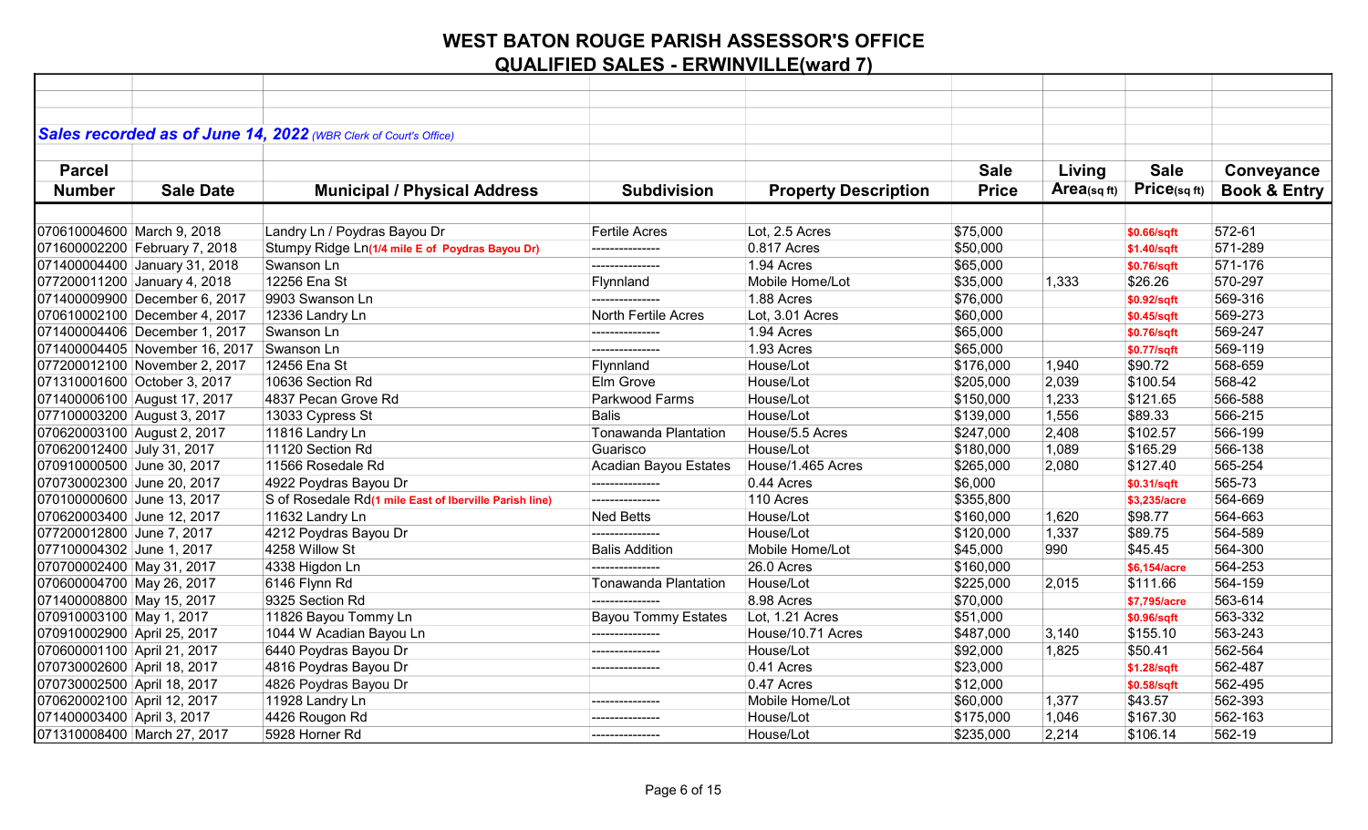# WEST BATON ROUGE PARISH ASSESSOR'S OFFICE

## QUALIFIED SALES - ERWINVILLE(ward 7)

***Sales recorded as of June 14, 2022** (WBR Clerk of Court's Office)*

| Parcel Number | Sale Date | Municipal / Physical Address | Subdivision | Property Description | Sale Price | Living Area(sq ft) | Sale Price(sq ft) | Conveyance Book & Entry |
|---|---|---|---|---|---|---|---|---|
| 070610004600 | March 9, 2018 | Landry Ln / Poydras Bayou Dr | Fertile Acres | Lot, 2.5 Acres | $75,000 | | $0.66/sqft | 572-61 |
| 071600002200 | February 7, 2018 | Stumpy Ridge Ln(1/4 mile E of Poydras Bayou Dr) | --------------- | 0.817 Acres | $50,000 | | $1.40/sqft | 571-289 |
| 071400004400 | January 31, 2018 | Swanson Ln | --------------- | 1.94 Acres | $65,000 | | $0.76/sqft | 571-176 |
| 077200011200 | January 4, 2018 | 12256 Ena St | Flynnland | Mobile Home/Lot | $35,000 | 1,333 | $26.26 | 570-297 |
| 071400009900 | December 6, 2017 | 9903 Swanson Ln | --------------- | 1.88 Acres | $76,000 | | $0.92/sqft | 569-316 |
| 070610002100 | December 4, 2017 | 12336 Landry Ln | North Fertile Acres | Lot, 3.01 Acres | $60,000 | | $0.45/sqft | 569-273 |
| 071400004406 | December 1, 2017 | Swanson Ln | --------------- | 1.94 Acres | $65,000 | | $0.76/sqft | 569-247 |
| 071400004405 | November 16, 2017 | Swanson Ln | --------------- | 1.93 Acres | $65,000 | | $0.77/sqft | 569-119 |
| 077200012100 | November 2, 2017 | 12456 Ena St | Flynnland | House/Lot | $176,000 | 1,940 | $90.72 | 568-659 |
| 071310001600 | October 3, 2017 | 10636 Section Rd | Elm Grove | House/Lot | $205,000 | 2,039 | $100.54 | 568-42 |
| 071400006100 | August 17, 2017 | 4837 Pecan Grove Rd | Parkwood Farms | House/Lot | $150,000 | 1,233 | $121.65 | 566-588 |
| 077100003200 | August 3, 2017 | 13033 Cypress St | Balis | House/Lot | $139,000 | 1,556 | $89.33 | 566-215 |
| 070620003100 | August 2, 2017 | 11816 Landry Ln | Tonawanda Plantation | House/5.5 Acres | $247,000 | 2,408 | $102.57 | 566-199 |
| 070620012400 | July 31, 2017 | 11120 Section Rd | Guarisco | House/Lot | $180,000 | 1,089 | $165.29 | 566-138 |
| 070910000500 | June 30, 2017 | 11566 Rosedale Rd | Acadian Bayou Estates | House/1.465 Acres | $265,000 | 2,080 | $127.40 | 565-254 |
| 070730002300 | June 20, 2017 | 4922 Poydras Bayou Dr | --------------- | 0.44 Acres | $6,000 | | $0.31/sqft | 565-73 |
| 070100000600 | June 13, 2017 | S of Rosedale Rd(1 mile East of Iberville Parish line) | --------------- | 110 Acres | $355,800 | | $3,235/acre | 564-669 |
| 070620003400 | June 12, 2017 | 11632 Landry Ln | Ned Betts | House/Lot | $160,000 | 1,620 | $98.77 | 564-663 |
| 077200012800 | June 7, 2017 | 4212 Poydras Bayou Dr | --------------- | House/Lot | $120,000 | 1,337 | $89.75 | 564-589 |
| 077100004302 | June 1, 2017 | 4258 Willow St | Balis Addition | Mobile Home/Lot | $45,000 | 990 | $45.45 | 564-300 |
| 070700002400 | May 31, 2017 | 4338 Higdon Ln | --------------- | 26.0 Acres | $160,000 | | $6,154/acre | 564-253 |
| 070600004700 | May 26, 2017 | 6146 Flynn Rd | Tonawanda Plantation | House/Lot | $225,000 | 2,015 | $111.66 | 564-159 |
| 071400008800 | May 15, 2017 | 9325 Section Rd | --------------- | 8.98 Acres | $70,000 | | $7,795/acre | 563-614 |
| 070910003100 | May 1, 2017 | 11826 Bayou Tommy Ln | Bayou Tommy Estates | Lot, 1.21 Acres | $51,000 | | $0.96/sqft | 563-332 |
| 070910002900 | April 25, 2017 | 1044 W Acadian Bayou Ln | --------------- | House/10.71 Acres | $487,000 | 3,140 | $155.10 | 563-243 |
| 070600001100 | April 21, 2017 | 6440 Poydras Bayou Dr | --------------- | House/Lot | $92,000 | 1,825 | $50.41 | 562-564 |
| 070730002600 | April 18, 2017 | 4816 Poydras Bayou Dr | --------------- | 0.41 Acres | $23,000 | | $1.28/sqft | 562-487 |
| 070730002500 | April 18, 2017 | 4826 Poydras Bayou Dr | | 0.47 Acres | $12,000 | | $0.58/sqft | 562-495 |
| 070620002100 | April 12, 2017 | 11928 Landry Ln | --------------- | Mobile Home/Lot | $60,000 | 1,377 | $43.57 | 562-393 |
| 071400003400 | April 3, 2017 | 4426 Rougon Rd | --------------- | House/Lot | $175,000 | 1,046 | $167.30 | 562-163 |
| 071310008400 | March 27, 2017 | 5928 Horner Rd | --------------- | House/Lot | $235,000 | 2,214 | $106.14 | 562-19 |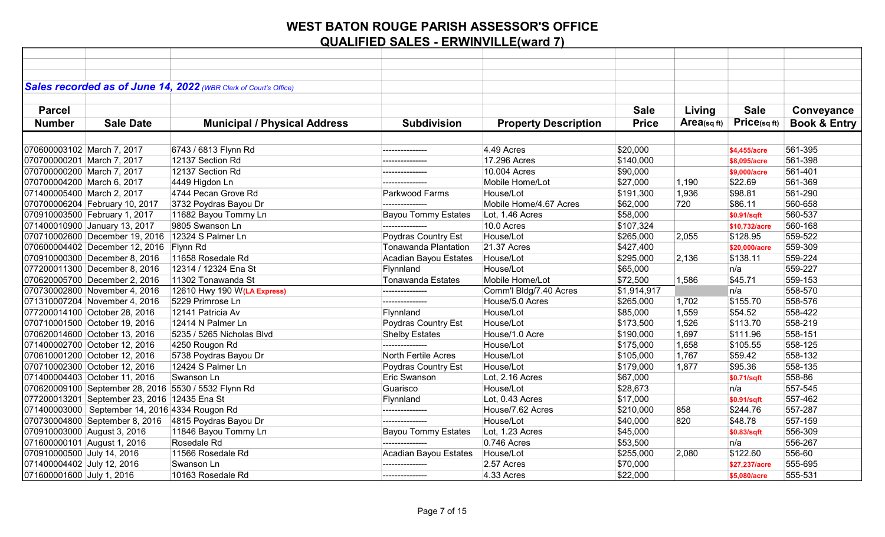# WEST BATON ROUGE PARISH ASSESSOR'S OFFICE

## QUALIFIED SALES - ERWINVILLE(ward 7)

***Sales recorded as of June 14, 2022*** *(WBR Clerk of Court's Office)*

| Parcel Number | Sale Date | Municipal / Physical Address | Subdivision | Property Description | Sale Price | Living Area(sq ft) | Sale Price(sq ft) | Conveyance Book & Entry |
|---|---|---|---|---|---|---|---|---|
| 070600003102 | March 7, 2017 | 6743 / 6813 Flynn Rd | --------------- | 4.49 Acres | $20,000 | | $4,455/acre | 561-395 |
| 070700000201 | March 7, 2017 | 12137 Section Rd | --------------- | 17.296 Acres | $140,000 | | $8,095/acre | 561-398 |
| 070700000200 | March 7, 2017 | 12137 Section Rd | --------------- | 10.004 Acres | $90,000 | | $9,000/acre | 561-401 |
| 070700004200 | March 6, 2017 | 4449 Higdon Ln | --------------- | Mobile Home/Lot | $27,000 | 1,190 | $22.69 | 561-369 |
| 071400005400 | March 2, 2017 | 4744 Pecan Grove Rd | Parkwood Farms | House/Lot | $191,300 | 1,936 | $98.81 | 561-290 |
| 070700006204 | February 10, 2017 | 3732 Poydras Bayou Dr | --------------- | Mobile Home/4.67 Acres | $62,000 | 720 | $86.11 | 560-658 |
| 070910003500 | February 1, 2017 | 11682 Bayou Tommy Ln | Bayou Tommy Estates | Lot, 1.46 Acres | $58,000 | | $0.91/sqft | 560-537 |
| 071400010900 | January 13, 2017 | 9805 Swanson Ln | --------------- | 10.0 Acres | $107,324 | | $10,732/acre | 560-168 |
| 070710002600 | December 19, 2016 | 12324 S Palmer Ln | Poydras Country Est | House/Lot | $265,000 | 2,055 | $128.95 | 559-522 |
| 070600004402 | December 12, 2016 | Flynn Rd | Tonawanda Plantation | 21.37 Acres | $427,400 | | $20,000/acre | 559-309 |
| 070910000300 | December 8, 2016 | 11658 Rosedale Rd | Acadian Bayou Estates | House/Lot | $295,000 | 2,136 | $138.11 | 559-224 |
| 077200011300 | December 8, 2016 | 12314 / 12324 Ena St | Flynnland | House/Lot | $65,000 | | n/a | 559-227 |
| 070620005700 | December 2, 2016 | 11302 Tonawanda St | Tonawanda Estates | Mobile Home/Lot | $72,500 | 1,586 | $45.71 | 559-153 |
| 070730002800 | November 4, 2016 | 12610 Hwy 190 W**(LA Express)** | --------------- | Comm'l Bldg/7.40 Acres | $1,914,917 | | n/a | 558-570 |
| 071310007204 | November 4, 2016 | 5229 Primrose Ln | --------------- | House/5.0 Acres | $265,000 | 1,702 | $155.70 | 558-576 |
| 077200014100 | October 28, 2016 | 12141 Patricia Av | Flynnland | House/Lot | $85,000 | 1,559 | $54.52 | 558-422 |
| 070710001500 | October 19, 2016 | 12414 N Palmer Ln | Poydras Country Est | House/Lot | $173,500 | 1,526 | $113.70 | 558-219 |
| 070620014600 | October 13, 2016 | 5235 / 5265 Nicholas Blvd | Shelby Estates | House/1.0 Acre | $190,000 | 1,697 | $111.96 | 558-151 |
| 071400002700 | October 12, 2016 | 4250 Rougon Rd | --------------- | House/Lot | $175,000 | 1,658 | $105.55 | 558-125 |
| 070610001200 | October 12, 2016 | 5738 Poydras Bayou Dr | North Fertile Acres | House/Lot | $105,000 | 1,767 | $59.42 | 558-132 |
| 070710002300 | October 12, 2016 | 12424 S Palmer Ln | Poydras Country Est | House/Lot | $179,000 | 1,877 | $95.36 | 558-135 |
| 071400004403 | October 11, 2016 | Swanson Ln | Eric Swanson | Lot, 2.16 Acres | $67,000 | | $0.71/sqft | 558-86 |
| 070620009100 | September 28, 2016 | 5530 / 5532 Flynn Rd | Guarisco | House/Lot | $28,673 | | n/a | 557-545 |
| 077200013201 | September 23, 2016 | 12435 Ena St | Flynnland | Lot, 0.43 Acres | $17,000 | | $0.91/sqft | 557-462 |
| 071400003000 | September 14, 2016 | 4334 Rougon Rd | --------------- | House/7.62 Acres | $210,000 | 858 | $244.76 | 557-287 |
| 070730004800 | September 8, 2016 | 4815 Poydras Bayou Dr | --------------- | House/Lot | $40,000 | 820 | $48.78 | 557-159 |
| 070910003000 | August 3, 2016 | 11846 Bayou Tommy Ln | Bayou Tommy Estates | Lot, 1.23 Acres | $45,000 | | $0.83/sqft | 556-309 |
| 071600000101 | August 1, 2016 | Rosedale Rd | --------------- | 0.746 Acres | $53,500 | | n/a | 556-267 |
| 070910000500 | July 14, 2016 | 11566 Rosedale Rd | Acadian Bayou Estates | House/Lot | $255,000 | 2,080 | $122.60 | 556-60 |
| 071400004402 | July 12, 2016 | Swanson Ln | --------------- | 2.57 Acres | $70,000 | | $27,237/acre | 555-695 |
| 071600001600 | July 1, 2016 | 10163 Rosedale Rd | --------------- | 4.33 Acres | $22,000 | | $5,080/acre | 555-531 |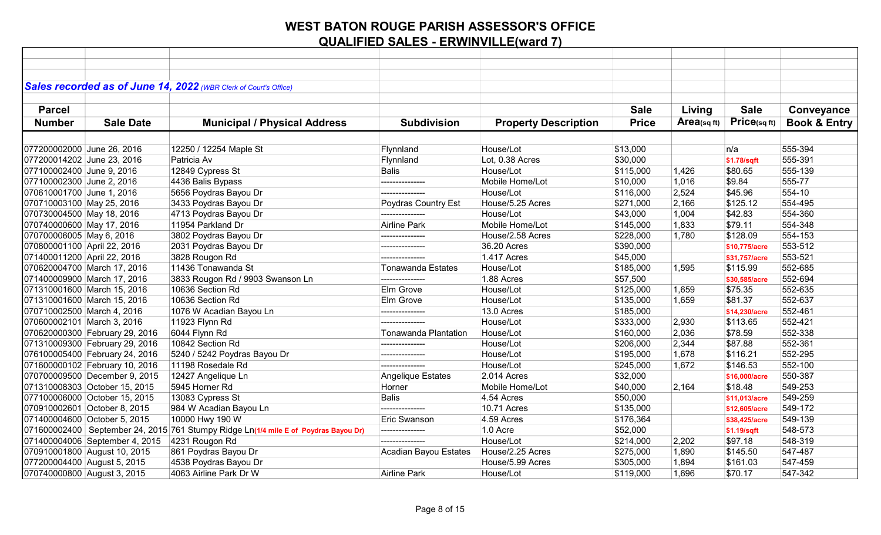# WEST BATON ROUGE PARISH ASSESSOR'S OFFICE

## QUALIFIED SALES - ERWINVILLE(ward 7)

***Sales recorded as of June 14, 2022*** *(WBR Clerk of Court's Office)*

| Parcel Number | Sale Date | Municipal / Physical Address | Subdivision | Property Description | Sale Price | Living Area(sq ft) | Sale Price(sq ft) | Conveyance Book & Entry |
|---|---|---|---|---|---|---|---|---|
| 077200002000 | June 26, 2016 | 12250 / 12254 Maple St | Flynnland | House/Lot | $13,000 | | n/a | 555-394 |
| 077200014202 | June 23, 2016 | Patricia Av | Flynnland | Lot, 0.38 Acres | $30,000 | | $1.78/sqft | 555-391 |
| 077100002400 | June 9, 2016 | 12849 Cypress St | Balis | House/Lot | $115,000 | 1,426 | $80.65 | 555-139 |
| 077100002300 | June 2, 2016 | 4436 Balis Bypass | --------------- | Mobile Home/Lot | $10,000 | 1,016 | $9.84 | 555-77 |
| 070610001700 | June 1, 2016 | 5656 Poydras Bayou Dr | --------------- | House/Lot | $116,000 | 2,524 | $45.96 | 554-10 |
| 070710003100 | May 25, 2016 | 3433 Poydras Bayou Dr | Poydras Country Est | House/5.25 Acres | $271,000 | 2,166 | $125.12 | 554-495 |
| 070730004500 | May 18, 2016 | 4713 Poydras Bayou Dr | --------------- | House/Lot | $43,000 | 1,004 | $42.83 | 554-360 |
| 070740000600 | May 17, 2016 | 11954 Parkland Dr | Airline Park | Mobile Home/Lot | $145,000 | 1,833 | $79.11 | 554-348 |
| 070700006005 | May 6, 2016 | 3802 Poydras Bayou Dr | --------------- | House/2.58 Acres | $228,000 | 1,780 | $128.09 | 554-153 |
| 070800001100 | April 22, 2016 | 2031 Poydras Bayou Dr | --------------- | 36.20 Acres | $390,000 | | $10,775/acre | 553-512 |
| 071400011200 | April 22, 2016 | 3828 Rougon Rd | --------------- | 1.417 Acres | $45,000 | | $31,757/acre | 553-521 |
| 070620004700 | March 17, 2016 | 11436 Tonawanda St | Tonawanda Estates | House/Lot | $185,000 | 1,595 | $115.99 | 552-685 |
| 071400009900 | March 17, 2016 | 3833 Rougon Rd / 9903 Swanson Ln | --------------- | 1.88 Acres | $57,500 | | $30,585/acre | 552-694 |
| 071310001600 | March 15, 2016 | 10636 Section Rd | Elm Grove | House/Lot | $125,000 | 1,659 | $75.35 | 552-635 |
| 071310001600 | March 15, 2016 | 10636 Section Rd | Elm Grove | House/Lot | $135,000 | 1,659 | $81.37 | 552-637 |
| 070710002500 | March 4, 2016 | 1076 W Acadian Bayou Ln | --------------- | 13.0 Acres | $185,000 | | $14,230/acre | 552-461 |
| 070600002101 | March 3, 2016 | 11923 Flynn Rd | --------------- | House/Lot | $333,000 | 2,930 | $113.65 | 552-421 |
| 070620000300 | February 29, 2016 | 6044 Flynn Rd | Tonawanda Plantation | House/Lot | $160,000 | 2,036 | $78.59 | 552-338 |
| 071310009300 | February 29, 2016 | 10842 Section Rd | --------------- | House/Lot | $206,000 | 2,344 | $87.88 | 552-361 |
| 076100005400 | February 24, 2016 | 5240 / 5242 Poydras Bayou Dr | --------------- | House/Lot | $195,000 | 1,678 | $116.21 | 552-295 |
| 071600000102 | February 10, 2016 | 11198 Rosedale Rd | --------------- | House/Lot | $245,000 | 1,672 | $146.53 | 552-100 |
| 070700009500 | December 9, 2015 | 12427 Angelique Ln | Angelique Estates | 2.014 Acres | $32,000 | | $16,000/acre | 550-387 |
| 071310008303 | October 15, 2015 | 5945 Horner Rd | Horner | Mobile Home/Lot | $40,000 | 2,164 | $18.48 | 549-253 |
| 077100006000 | October 15, 2015 | 13083 Cypress St | Balis | 4.54 Acres | $50,000 | | $11,013/acre | 549-259 |
| 070910002601 | October 8, 2015 | 984 W Acadian Bayou Ln | --------------- | 10.71 Acres | $135,000 | | $12,605/acre | 549-172 |
| 071400004600 | October 5, 2015 | 10000 Hwy 190 W | Eric Swanson | 4.59 Acres | $176,364 | | $38,425/acre | 549-139 |
| 071600002400 | September 24, 2015 | 761 Stumpy Ridge Ln **(1/4 mile E of Poydras Bayou Dr)** | --------------- | 1.0 Acre | $52,000 | | $1.19/sqft | 548-573 |
| 071400004006 | September 4, 2015 | 4231 Rougon Rd | --------------- | House/Lot | $214,000 | 2,202 | $97.18 | 548-319 |
| 070910001800 | August 10, 2015 | 861 Poydras Bayou Dr | Acadian Bayou Estates | House/2.25 Acres | $275,000 | 1,890 | $145.50 | 547-487 |
| 077200004400 | August 5, 2015 | 4538 Poydras Bayou Dr | | House/5.99 Acres | $305,000 | 1,894 | $161.03 | 547-459 |
| 070740000800 | August 3, 2015 | 4063 Airline Park Dr W | Airline Park | House/Lot | $119,000 | 1,696 | $70.17 | 547-342 |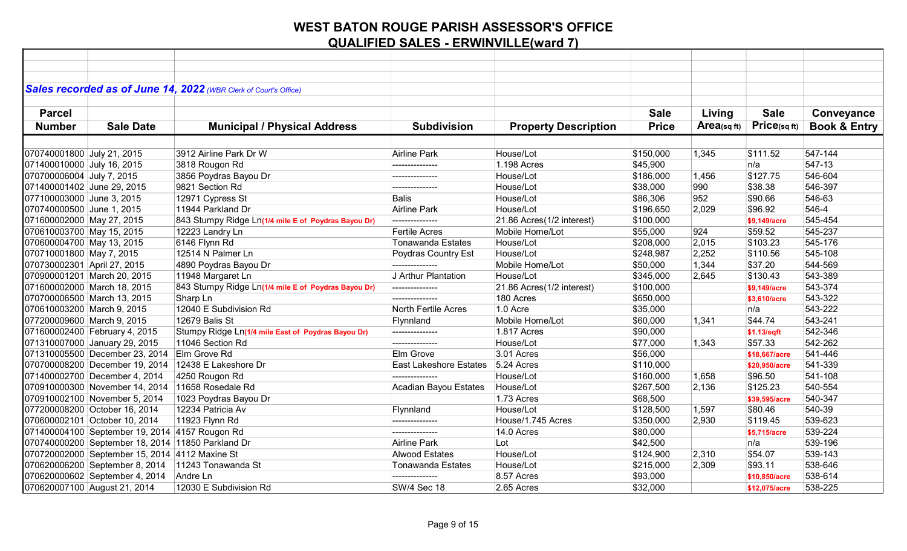# WEST BATON ROUGE PARISH ASSESSOR'S OFFICE

## QUALIFIED SALES - ERWINVILLE(ward 7)

***Sales recorded as of June 14, 2022*** *(WBR Clerk of Court's Office)*

| Parcel Number | Sale Date | Municipal / Physical Address | Subdivision | Property Description | Sale Price | Living Area(sq ft) | Sale Price(sq ft) | Conveyance Book & Entry |
|---|---|---|---|---|---|---|---|---|
| 070740001800 | July 21, 2015 | 3912 Airline Park Dr W | Airline Park | House/Lot | $150,000 | 1,345 | $111.52 | 547-144 |
| 071400010000 | July 16, 2015 | 3818 Rougon Rd | --------------- | 1.198 Acres | $45,900 | | n/a | 547-13 |
| 070700006004 | July 7, 2015 | 3856 Poydras Bayou Dr | --------------- | House/Lot | $186,000 | 1,456 | $127.75 | 546-604 |
| 071400001402 | June 29, 2015 | 9821 Section Rd | --------------- | House/Lot | $38,000 | 990 | $38.38 | 546-397 |
| 077100003000 | June 3, 2015 | 12971 Cypress St | Balis | House/Lot | $86,306 | 952 | $90.66 | 546-63 |
| 070740000500 | June 1, 2015 | 11944 Parkland Dr | Airline Park | House/Lot | $196,650 | 2,029 | $96.92 | 546-4 |
| 071600002000 | May 27, 2015 | 843 Stumpy Ridge Ln(1/4 mile E of Poydras Bayou Dr) | --------------- | 21.86 Acres(1/2 interest) | $100,000 | | $9,149/acre | 545-454 |
| 070610003700 | May 15, 2015 | 12223 Landry Ln | Fertile Acres | Mobile Home/Lot | $55,000 | 924 | $59.52 | 545-237 |
| 070600004700 | May 13, 2015 | 6146 Flynn Rd | Tonawanda Estates | House/Lot | $208,000 | 2,015 | $103.23 | 545-176 |
| 070710001800 | May 7, 2015 | 12514 N Palmer Ln | Poydras Country Est | House/Lot | $248,987 | 2,252 | $110.56 | 545-108 |
| 070730002301 | April 27, 2015 | 4890 Poydras Bayou Dr | --------------- | Mobile Home/Lot | $50,000 | 1,344 | $37.20 | 544-569 |
| 070900001201 | March 20, 2015 | 11948 Margaret Ln | J Arthur Plantation | House/Lot | $345,000 | 2,645 | $130.43 | 543-389 |
| 071600002000 | March 18, 2015 | 843 Stumpy Ridge Ln(1/4 mile E of Poydras Bayou Dr) | --------------- | 21.86 Acres(1/2 interest) | $100,000 | | $9,149/acre | 543-374 |
| 070700006500 | March 13, 2015 | Sharp Ln | --------------- | 180 Acres | $650,000 | | $3,610/acre | 543-322 |
| 070610003200 | March 9, 2015 | 12040 E Subdivision Rd | North Fertile Acres | 1.0 Acre | $35,000 | | n/a | 543-222 |
| 077200009600 | March 9, 2015 | 12679 Balis St | Flynnland | Mobile Home/Lot | $60,000 | 1,341 | $44.74 | 543-241 |
| 071600002400 | February 4, 2015 | Stumpy Ridge Ln(1/4 mile East of Poydras Bayou Dr) | --------------- | 1.817 Acres | $90,000 | | $1.13/sqft | 542-346 |
| 071310007000 | January 29, 2015 | 11046 Section Rd | --------------- | House/Lot | $77,000 | 1,343 | $57.33 | 542-262 |
| 071310005500 | December 23, 2014 | Elm Grove Rd | Elm Grove | 3.01 Acres | $56,000 | | $18,667/acre | 541-446 |
| 070700008200 | December 19, 2014 | 12438 E Lakeshore Dr | East Lakeshore Estates | 5.24 Acres | $110,000 | | $20,950/acre | 541-339 |
| 071400002700 | December 4, 2014 | 4250 Rougon Rd | --------------- | House/Lot | $160,000 | 1,658 | $96.50 | 541-108 |
| 070910000300 | November 14, 2014 | 11658 Rosedale Rd | Acadian Bayou Estates | House/Lot | $267,500 | 2,136 | $125.23 | 540-554 |
| 070910002100 | November 5, 2014 | 1023 Poydras Bayou Dr | | 1.73 Acres | $68,500 | | $39,595/acre | 540-347 |
| 077200008200 | October 16, 2014 | 12234 Patricia Av | Flynnland | House/Lot | $128,500 | 1,597 | $80.46 | 540-39 |
| 070600002101 | October 10, 2014 | 11923 Flynn Rd | --------------- | House/1.745 Acres | $350,000 | 2,930 | $119.45 | 539-623 |
| 071400004100 | September 19, 2014 | 4157 Rougon Rd | --------------- | 14.0 Acres | $80,000 | | $5,715/acre | 539-224 |
| 070740000200 | September 18, 2014 | 11850 Parkland Dr | Airline Park | Lot | $42,500 | | n/a | 539-196 |
| 070720002000 | September 15, 2014 | 4112 Maxine St | Alwood Estates | House/Lot | $124,900 | 2,310 | $54.07 | 539-143 |
| 070620006200 | September 8, 2014 | 11243 Tonawanda St | Tonawanda Estates | House/Lot | $215,000 | 2,309 | $93.11 | 538-646 |
| 070620000602 | September 4, 2014 | Andre Ln | --------------- | 8.57 Acres | $93,000 | | $10,850/acre | 538-614 |
| 070620007100 | August 21, 2014 | 12030 E Subdivision Rd | SW/4 Sec 18 | 2.65 Acres | $32,000 | | $12,075/acre | 538-225 |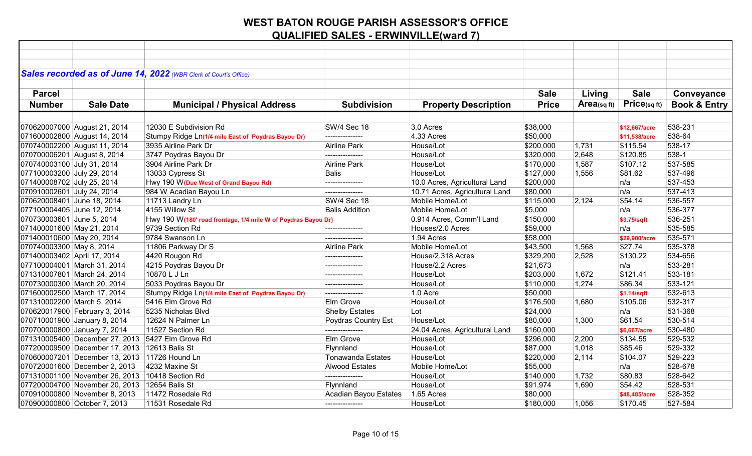# WEST BATON ROUGE PARISH ASSESSOR'S OFFICE

## QUALIFIED SALES - ERWINVILLE(ward 7)

***Sales recorded as of June 14, 2022*** *(WBR Clerk of Court's Office)*

| Parcel Number | Sale Date | Municipal / Physical Address | Subdivision | Property Description | Sale Price | Living Area(sq ft) | Sale Price(sq ft) | Conveyance Book & Entry |
|---|---|---|---|---|---|---|---|---|
| 070620007000 | August 21, 2014 | 12030 E Subdivision Rd | SW/4 Sec 18 | 3.0 Acres | $38,000 | | $12,667/acre | 538-231 |
| 071600002800 | August 14, 2014 | Stumpy Ridge Ln(1/4 mile East of Poydras Bayou Dr) | --------------- | 4.33 Acres | $50,000 | | $11,538/acre | 538-64 |
| 070740022200 | August 11, 2014 | 3935 Airline Park Dr | Airline Park | House/Lot | $200,000 | 1,731 | $115.54 | 538-17 |
| 070700006201 | August 8, 2014 | 3747 Poydras Bayou Dr | --------------- | House/Lot | $320,000 | 2,648 | $120.85 | 538-1 |
| 070740003100 | July 31, 2014 | 3904 Airline Park Dr | Airline Park | House/Lot | $170,000 | 1,587 | $107.12 | 537-585 |
| 077100003200 | July 29, 2014 | 13033 Cypress St | Balis | House/Lot | $127,000 | 1,556 | $81.62 | 537-496 |
| 071400008702 | July 25, 2014 | Hwy 190 W(Due West of Grand Bayou Rd) | --------------- | 10.0 Acres, Agricultural Land | $200,000 | | n/a | 537-453 |
| 070910002601 | July 24, 2014 | 984 W Acadian Bayou Ln | --------------- | 10.71 Acres, Agricultural Land | $80,000 | | n/a | 537-413 |
| 070620008401 | June 18, 2014 | 11713 Landry Ln | SW/4 Sec 18 | Mobile Home/Lot | $115,000 | 2,124 | $54.14 | 536-557 |
| 077100004405 | June 12, 2014 | 4155 Willow St | Balis Addition | Mobile Home/Lot | $5,000 | | n/a | 536-377 |
| 070730003601 | June 5, 2014 | Hwy 190 W(180' road frontage, 1/4 mile W of Poydras Bayou Dr) | | 0.914 Acres, Comm'l Land | $150,000 | | $3.75/sqft | 536-251 |
| 071400001600 | May 21, 2014 | 9739 Section Rd | --------------- | Houses/2.0 Acres | $59,000 | | n/a | 535-585 |
| 071400010600 | May 20, 2014 | 9784 Swanson Ln | --------------- | 1.94 Acres | $58,000 | | $29,900/acre | 535-571 |
| 070740003300 | May 8, 2014 | 11806 Parkway Dr S | Airline Park | Mobile Home/Lot | $43,500 | 1,568 | $27.74 | 535-378 |
| 071400003402 | April 17, 2014 | 4420 Rougon Rd | --------------- | House/2.318 Acres | $329,200 | 2,528 | $130.22 | 534-656 |
| 077100004001 | March 31, 2014 | 4215 Poydras Bayou Dr | --------------- | House/2.2 Acres | $21,673 | | n/a | 533-281 |
| 071310007801 | March 24, 2014 | 10870 L J Ln | --------------- | House/Lot | $203,000 | 1,672 | $121.41 | 533-181 |
| 070730000300 | March 20, 2014 | 5033 Poydras Bayou Dr | --------------- | House/Lot | $110,000 | 1,274 | $86.34 | 533-121 |
| 071600002500 | March 17, 2014 | Stumpy Ridge Ln(1/4 mile East of Poydras Bayou Dr) | --------------- | 1.0 Acre | $50,000 | | $1.14/sqft | 532-613 |
| 071310002200 | March 5, 2014 | 5416 Elm Grove Rd | Elm Grove | House/Lot | $176,500 | 1,680 | $105.06 | 532-317 |
| 070620017900 | February 3, 2014 | 5235 Nicholas Blvd | Shelby Estates | Lot | $24,000 | | n/a | 531-368 |
| 070710001900 | January 8, 2014 | 12624 N Palmer Ln | Poydras Country Est | House/Lot | $80,000 | 1,300 | $61.54 | 530-514 |
| 070700000800 | January 7, 2014 | 11527 Section Rd | --------------- | 24.04 Acres, Agricultural Land | $160,000 | | $6,667/acre | 530-480 |
| 071310005400 | December 27, 2013 | 5427 Elm Grove Rd | Elm Grove | House/Lot | $296,000 | 2,200 | $134.55 | 529-532 |
| 077200009500 | December 17, 2013 | 12613 Balis St | Flynnland | House/Lot | $87,000 | 1,018 | $85.46 | 529-332 |
| 070600007201 | December 13, 2013 | 11726 Hound Ln | Tonawanda Estates | House/Lot | $220,000 | 2,114 | $104.07 | 529-223 |
| 070720001600 | December 2, 2013 | 4232 Maxine St | Alwood Estates | Mobile Home/Lot | $55,000 | | n/a | 528-678 |
| 071310001100 | November 26, 2013 | 10418 Section Rd | --------------- | House/Lot | $140,000 | 1,732 | $80.83 | 528-642 |
| 077200004700 | November 20, 2013 | 12654 Balis St | Flynnland | House/Lot | $91,974 | 1,690 | $54.42 | 528-531 |
| 070910000800 | November 8, 2013 | 11472 Rosedale Rd | Acadian Bayou Estates | 1.65 Acres | $80,000 | | $48,485/acre | 528-352 |
| 070900000800 | October 7, 2013 | 11531 Rosedale Rd | --------------- | House/Lot | $180,000 | 1,056 | $170.45 | 527-584 |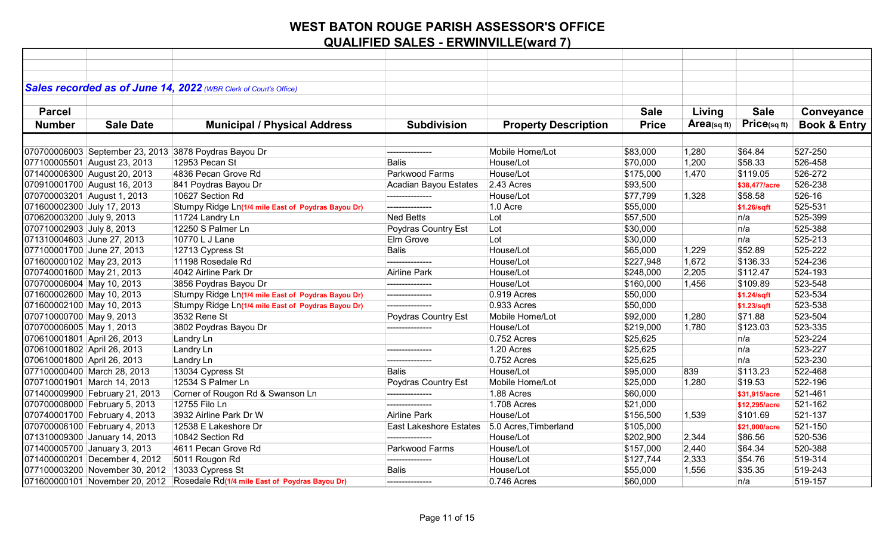# WEST BATON ROUGE PARISH ASSESSOR'S OFFICE

## QUALIFIED SALES - ERWINVILLE(ward 7)

***Sales recorded as of June 14, 2022*** *(WBR Clerk of Court's Office)*

| Parcel Number | Sale Date | Municipal / Physical Address | Subdivision | Property Description | Sale Price | Living Area(sq ft) | Sale Price(sq ft) | Conveyance Book & Entry |
|---|---|---|---|---|---|---|---|---|
| 070700006003 | September 23, 2013 | 3878 Poydras Bayou Dr | --------------- | Mobile Home/Lot | $83,000 | 1,280 | $64.84 | 527-250 |
| 077100005501 | August 23, 2013 | 12953 Pecan St | Balis | House/Lot | $70,000 | 1,200 | $58.33 | 526-458 |
| 071400006300 | August 20, 2013 | 4836 Pecan Grove Rd | Parkwood Farms | House/Lot | $175,000 | 1,470 | $119.05 | 526-272 |
| 070910001700 | August 16, 2013 | 841 Poydras Bayou Dr | Acadian Bayou Estates | 2.43 Acres | $93,500 | | $38,477/acre | 526-238 |
| 070700003201 | August 1, 2013 | 10627 Section Rd | --------------- | House/Lot | $77,799 | 1,328 | $58.58 | 526-16 |
| 071600002300 | July 17, 2013 | Stumpy Ridge Ln(1/4 mile East of Poydras Bayou Dr) | --------------- | 1.0 Acre | $55,000 | | $1.26/sqft | 525-531 |
| 070620003200 | July 9, 2013 | 11724 Landry Ln | Ned Betts | Lot | $57,500 | | n/a | 525-399 |
| 070710002903 | July 8, 2013 | 12250 S Palmer Ln | Poydras Country Est | Lot | $30,000 | | n/a | 525-388 |
| 071310004603 | June 27, 2013 | 10770 L J Lane | Elm Grove | Lot | $30,000 | | n/a | 525-213 |
| 077100001700 | June 27, 2013 | 12713 Cypress St | Balis | House/Lot | $65,000 | 1,229 | $52.89 | 525-222 |
| 071600000102 | May 23, 2013 | 11198 Rosedale Rd | --------------- | House/Lot | $227,948 | 1,672 | $136.33 | 524-236 |
| 070740001600 | May 21, 2013 | 4042 Airline Park Dr | Airline Park | House/Lot | $248,000 | 2,205 | $112.47 | 524-193 |
| 070700006004 | May 10, 2013 | 3856 Poydras Bayou Dr | --------------- | House/Lot | $160,000 | 1,456 | $109.89 | 523-548 |
| 071600002600 | May 10, 2013 | Stumpy Ridge Ln(1/4 mile East of Poydras Bayou Dr) | --------------- | 0.919 Acres | $50,000 | | $1.24/sqft | 523-534 |
| 071600002100 | May 10, 2013 | Stumpy Ridge Ln(1/4 mile East of Poydras Bayou Dr) | --------------- | 0.933 Acres | $50,000 | | $1.23/sqft | 523-538 |
| 070710000700 | May 9, 2013 | 3532 Rene St | Poydras Country Est | Mobile Home/Lot | $92,000 | 1,280 | $71.88 | 523-504 |
| 070700006005 | May 1, 2013 | 3802 Poydras Bayou Dr | --------------- | House/Lot | $219,000 | 1,780 | $123.03 | 523-335 |
| 070610001801 | April 26, 2013 | Landry Ln | | 0.752 Acres | $25,625 | | n/a | 523-224 |
| 070610001802 | April 26, 2013 | Landry Ln | --------------- | 1.20 Acres | $25,625 | | n/a | 523-227 |
| 070610001800 | April 26, 2013 | Landry Ln | --------------- | 0.752 Acres | $25,625 | | n/a | 523-230 |
| 077100000400 | March 28, 2013 | 13034 Cypress St | Balis | House/Lot | $95,000 | 839 | $113.23 | 522-468 |
| 070710001901 | March 14, 2013 | 12534 S Palmer Ln | Poydras Country Est | Mobile Home/Lot | $25,000 | 1,280 | $19.53 | 522-196 |
| 071400009900 | February 21, 2013 | Corner of Rougon Rd & Swanson Ln | --------------- | 1.88 Acres | $60,000 | | $31,915/acre | 521-461 |
| 070700008000 | February 5, 2013 | 12755 Filo Ln | --------------- | 1.708 Acres | $21,000 | | $12,295/acre | 521-162 |
| 070740001700 | February 4, 2013 | 3932 Airline Park Dr W | Airline Park | House/Lot | $156,500 | 1,539 | $101.69 | 521-137 |
| 070700006100 | February 4, 2013 | 12538 E Lakeshore Dr | East Lakeshore Estates | 5.0 Acres,Timberland | $105,000 | | $21,000/acre | 521-150 |
| 071310009300 | January 14, 2013 | 10842 Section Rd | --------------- | House/Lot | $202,900 | 2,344 | $86.56 | 520-536 |
| 071400005700 | January 3, 2013 | 4611 Pecan Grove Rd | Parkwood Farms | House/Lot | $157,000 | 2,440 | $64.34 | 520-388 |
| 071400000201 | December 4, 2012 | 5011 Rougon Rd | --------------- | House/Lot | $127,744 | 2,333 | $54.76 | 519-314 |
| 077100003200 | November 30, 2012 | 13033 Cypress St | Balis | House/Lot | $55,000 | 1,556 | $35.35 | 519-243 |
| 071600000101 | November 20, 2012 | Rosedale Rd(1/4 mile East of Poydras Bayou Dr) | --------------- | 0.746 Acres | $60,000 | | n/a | 519-157 |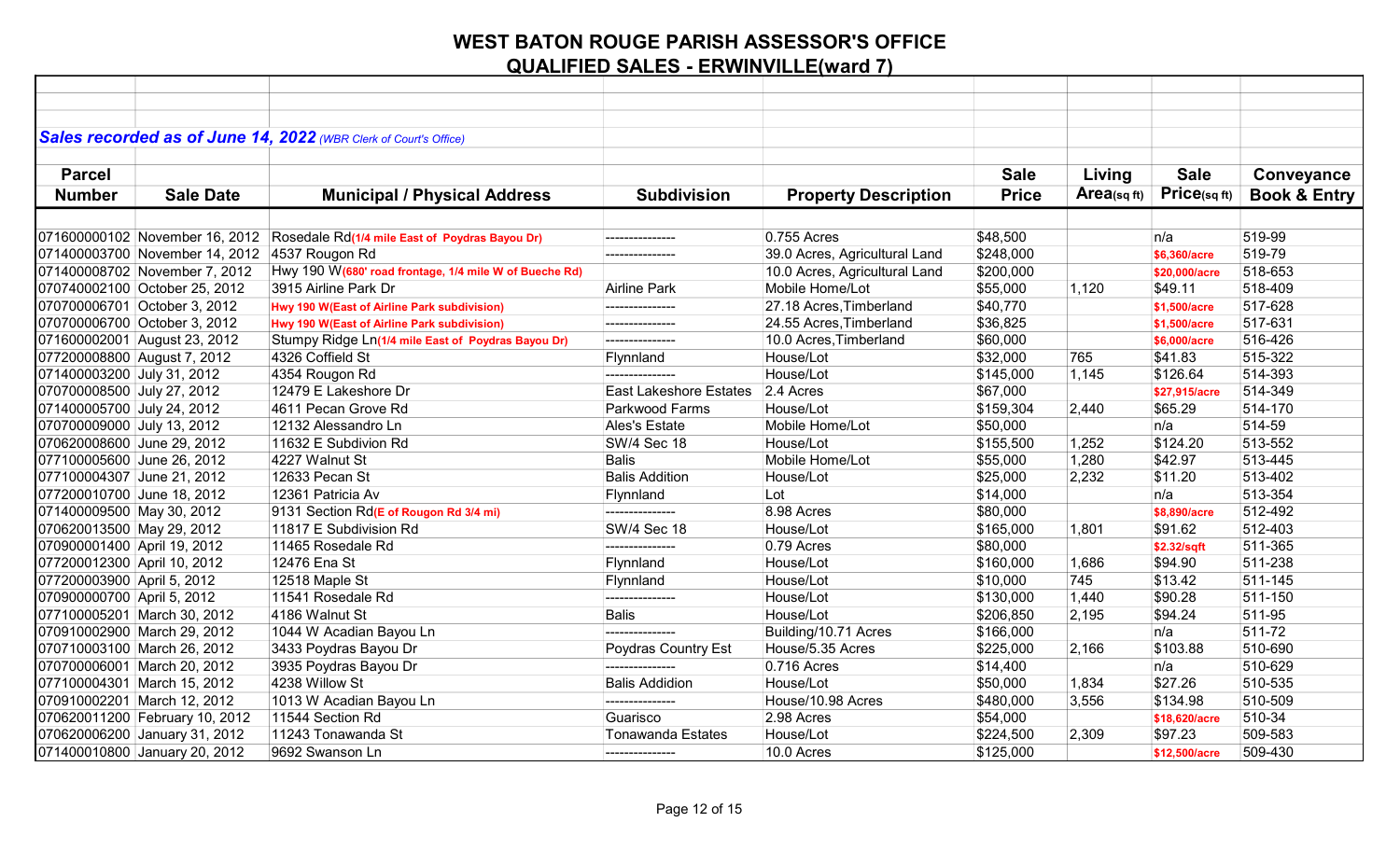# WEST BATON ROUGE PARISH ASSESSOR'S OFFICE

## QUALIFIED SALES - ERWINVILLE(ward 7)

***Sales recorded as of June 14, 2022** (WBR Clerk of Court's Office)*

| Parcel Number | Sale Date | Municipal / Physical Address | Subdivision | Property Description | Sale Price | Living Area(sq ft) | Sale Price(sq ft) | Conveyance Book & Entry |
|---|---|---|---|---|---|---|---|---|
| 071600000102 | November 16, 2012 | Rosedale Rd(1/4 mile East of Poydras Bayou Dr) | --------------- | 0.755 Acres | $48,500 | | n/a | 519-99 |
| 071400003700 | November 14, 2012 | 4537 Rougon Rd | --------------- | 39.0 Acres, Agricultural Land | $248,000 | | $6,360/acre | 519-79 |
| 071400008702 | November 7, 2012 | Hwy 190 W(680' road frontage, 1/4 mile W of Bueche Rd) | | 10.0 Acres, Agricultural Land | $200,000 | | $20,000/acre | 518-653 |
| 070740002100 | October 25, 2012 | 3915 Airline Park Dr | Airline Park | Mobile Home/Lot | $55,000 | 1,120 | $49.11 | 518-409 |
| 070700006701 | October 3, 2012 | Hwy 190 W(East of Airline Park subdivision) | --------------- | 27.18 Acres,Timberland | $40,770 | | $1,500/acre | 517-628 |
| 070700006700 | October 3, 2012 | Hwy 190 W(East of Airline Park subdivision) | --------------- | 24.55 Acres,Timberland | $36,825 | | $1,500/acre | 517-631 |
| 071600002001 | August 23, 2012 | Stumpy Ridge Ln(1/4 mile East of Poydras Bayou Dr) | --------------- | 10.0 Acres,Timberland | $60,000 | | $6,000/acre | 516-426 |
| 077200008800 | August 7, 2012 | 4326 Coffield St | Flynnland | House/Lot | $32,000 | 765 | $41.83 | 515-322 |
| 071400003200 | July 31, 2012 | 4354 Rougon Rd | --------------- | House/Lot | $145,000 | 1,145 | $126.64 | 514-393 |
| 070700008500 | July 27, 2012 | 12479 E Lakeshore Dr | East Lakeshore Estates | 2.4 Acres | $67,000 | | $27,915/acre | 514-349 |
| 071400005700 | July 24, 2012 | 4611 Pecan Grove Rd | Parkwood Farms | House/Lot | $159,304 | 2,440 | $65.29 | 514-170 |
| 070700009000 | July 13, 2012 | 12132 Alessandro Ln | Ales's Estate | Mobile Home/Lot | $50,000 | | n/a | 514-59 |
| 070620008600 | June 29, 2012 | 11632 E Subdivion Rd | SW/4 Sec 18 | House/Lot | $155,500 | 1,252 | $124.20 | 513-552 |
| 077100005600 | June 26, 2012 | 4227 Walnut St | Balis | Mobile Home/Lot | $55,000 | 1,280 | $42.97 | 513-445 |
| 077100004307 | June 21, 2012 | 12633 Pecan St | Balis Addition | House/Lot | $25,000 | 2,232 | $11.20 | 513-402 |
| 077200010700 | June 18, 2012 | 12361 Patricia Av | Flynnland | Lot | $14,000 | | n/a | 513-354 |
| 071400009500 | May 30, 2012 | 9131 Section Rd(E of Rougon Rd 3/4 mi) | --------------- | 8.98 Acres | $80,000 | | $8,890/acre | 512-492 |
| 070620013500 | May 29, 2012 | 11817 E Subdivision Rd | SW/4 Sec 18 | House/Lot | $165,000 | 1,801 | $91.62 | 512-403 |
| 070900001400 | April 19, 2012 | 11465 Rosedale Rd | --------------- | 0.79 Acres | $80,000 | | $2.32/sqft | 511-365 |
| 077200012300 | April 10, 2012 | 12476 Ena St | Flynnland | House/Lot | $160,000 | 1,686 | $94.90 | 511-238 |
| 077200003900 | April 5, 2012 | 12518 Maple St | Flynnland | House/Lot | $10,000 | 745 | $13.42 | 511-145 |
| 070900000700 | April 5, 2012 | 11541 Rosedale Rd | --------------- | House/Lot | $130,000 | 1,440 | $90.28 | 511-150 |
| 077100005201 | March 30, 2012 | 4186 Walnut St | Balis | House/Lot | $206,850 | 2,195 | $94.24 | 511-95 |
| 070910002900 | March 29, 2012 | 1044 W Acadian Bayou Ln | --------------- | Building/10.71 Acres | $166,000 | | n/a | 511-72 |
| 070710003100 | March 26, 2012 | 3433 Poydras Bayou Dr | Poydras Country Est | House/5.35 Acres | $225,000 | 2,166 | $103.88 | 510-690 |
| 070700006001 | March 20, 2012 | 3935 Poydras Bayou Dr | --------------- | 0.716 Acres | $14,400 | | n/a | 510-629 |
| 077100004301 | March 15, 2012 | 4238 Willow St | Balis Addidion | House/Lot | $50,000 | 1,834 | $27.26 | 510-535 |
| 070910002201 | March 12, 2012 | 1013 W Acadian Bayou Ln | --------------- | House/10.98 Acres | $480,000 | 3,556 | $134.98 | 510-509 |
| 070620011200 | February 10, 2012 | 11544 Section Rd | Guarisco | 2.98 Acres | $54,000 | | $18,620/acre | 510-34 |
| 070620006200 | January 31, 2012 | 11243 Tonawanda St | Tonawanda Estates | House/Lot | $224,500 | 2,309 | $97.23 | 509-583 |
| 071400010800 | January 20, 2012 | 9692 Swanson Ln | --------------- | 10.0 Acres | $125,000 | | $12,500/acre | 509-430 |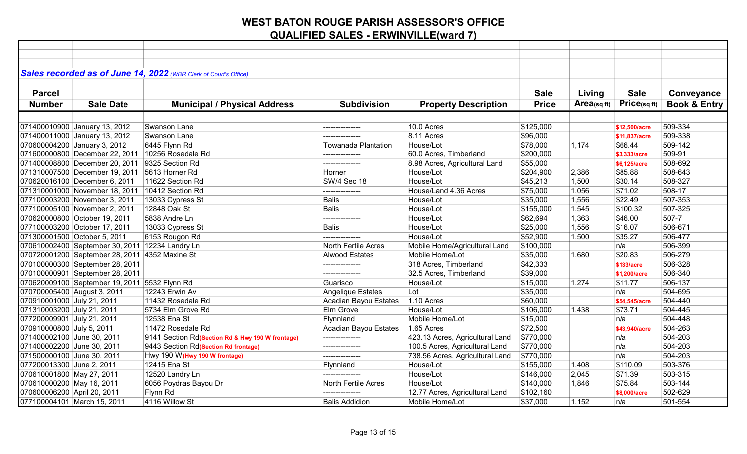# WEST BATON ROUGE PARISH ASSESSOR'S OFFICE

## QUALIFIED SALES - ERWINVILLE(ward 7)

***Sales recorded as of June 14, 2022*** *(WBR Clerk of Court's Office)*

| Parcel Number | Sale Date | Municipal / Physical Address | Subdivision | Property Description | Sale Price | Living Area(sq ft) | Sale Price(sq ft) | Conveyance Book & Entry |
|---|---|---|---|---|---|---|---|---|
| 071400010900 | January 13, 2012 | Swanson Lane | --------------- | 10.0 Acres | $125,000 | | $12,500/acre | 509-334 |
| 071400011000 | January 13, 2012 | Swanson Lane | --------------- | 8.11 Acres | $96,000 | | $11,837/acre | 509-338 |
| 070600004200 | January 3, 2012 | 6445 Flynn Rd | Towanada Plantation | House/Lot | $78,000 | 1,174 | $66.44 | 509-142 |
| 071600000800 | December 22, 2011 | 10256 Rosedale Rd | --------------- | 60.0 Acres, Timberland | $200,000 | | $3,333/acre | 509-91 |
| 071400008800 | December 20, 2011 | 9325 Section Rd | --------------- | 8.98 Acres, Agricultural Land | $55,000 | | $6,125/acre | 508-692 |
| 071310007500 | December 19, 2011 | 5613 Horner Rd | Horner | House/Lot | $204,900 | 2,386 | $85.88 | 508-643 |
| 070620016100 | December 6, 2011 | 11622 Section Rd | SW/4 Sec 18 | House/Lot | $45,213 | 1,500 | $30.14 | 508-327 |
| 071310001000 | November 18, 2011 | 10412 Section Rd | --------------- | House/Land 4.36 Acres | $75,000 | 1,056 | $71.02 | 508-17 |
| 077100003200 | November 3, 2011 | 13033 Cypress St | Balis | House/Lot | $35,000 | 1,556 | $22.49 | 507-353 |
| 077100005100 | November 2, 2011 | 12848 Oak St | Balis | House/Lot | $155,000 | 1,545 | $100.32 | 507-325 |
| 070620000800 | October 19, 2011 | 5838 Andre Ln | --------------- | House/Lot | $62,694 | 1,363 | $46.00 | 507-7 |
| 077100003200 | October 17, 2011 | 13033 Cypress St | Balis | House/Lot | $25,000 | 1,556 | $16.07 | 506-671 |
| 071300001500 | October 5, 2011 | 6153 Rougon Rd | --------------- | House/Lot | $52,900 | 1,500 | $35.27 | 506-477 |
| 070610002400 | September 30, 2011 | 12234 Landry Ln | North Fertile Acres | Mobile Home/Agricultural Land | $100,000 | | n/a | 506-399 |
| 070720001200 | September 28, 2011 | 4352 Maxine St | Alwood Estates | Mobile Home/Lot | $35,000 | 1,680 | $20.83 | 506-279 |
| 070100000300 | September 28, 2011 | | --------------- | 318 Acres, Timberland | $42,333 | | $133/acre | 506-328 |
| 070100000901 | September 28, 2011 | | --------------- | 32.5 Acres, Timberland | $39,000 | | $1,200/acre | 506-340 |
| 070620009100 | September 19, 2011 | 5532 Flynn Rd | Guarisco | House/Lot | $15,000 | 1,274 | $11.77 | 506-137 |
| 070700005400 | August 3, 2011 | 12243 Erwin Av | Angelique Estates | Lot | $35,000 | | n/a | 504-695 |
| 070910001000 | July 21, 2011 | 11432 Rosedale Rd | Acadian Bayou Estates | 1.10 Acres | $60,000 | | $54,545/acre | 504-440 |
| 071310003200 | July 21, 2011 | 5734 Elm Grove Rd | Elm Grove | House/Lot | $106,000 | 1,438 | $73.71 | 504-445 |
| 077200009901 | July 21, 2011 | 12538 Ena St | Flynnland | Mobile Home/Lot | $15,000 | | n/a | 504-448 |
| 070910000800 | July 5, 2011 | 11472 Rosedale Rd | Acadian Bayou Estates | 1.65 Acres | $72,500 | | $43,940/acre | 504-263 |
| 071400002100 | June 30, 2011 | 9141 Section Rd**(Section Rd & Hwy 190 W frontage)** | --------------- | 423.13 Acres, Agricultural Land | $770,000 | | n/a | 504-203 |
| 071400002200 | June 30, 2011 | 9443 Section Rd**(Section Rd frontage)** | --------------- | 100.5 Acres, Agricultural Land | $770,000 | | n/a | 504-203 |
| 071500000100 | June 30, 2011 | Hwy 190 W**(Hwy 190 W frontage)** | --------------- | 738.56 Acres, Agricultural Land | $770,000 | | n/a | 504-203 |
| 077200013300 | June 2, 2011 | 12415 Ena St | Flynnland | House/Lot | $155,000 | 1,408 | $110.09 | 503-376 |
| 070610001800 | May 27, 2011 | 12520 Landry Ln | --------------- | House/Lot | $146,000 | 2,045 | $71.39 | 503-315 |
| 070610000200 | May 16, 2011 | 6056 Poydras Bayou Dr | North Fertile Acres | House/Lot | $140,000 | 1,846 | $75.84 | 503-144 |
| 070600006200 | April 20, 2011 | Flynn Rd | --------------- | 12.77 Acres, Agricultural Land | $102,160 | | $8,000/acre | 502-629 |
| 077100004101 | March 15, 2011 | 4116 Willow St | Balis Addidion | Mobile Home/Lot | $37,000 | 1,152 | n/a | 501-554 |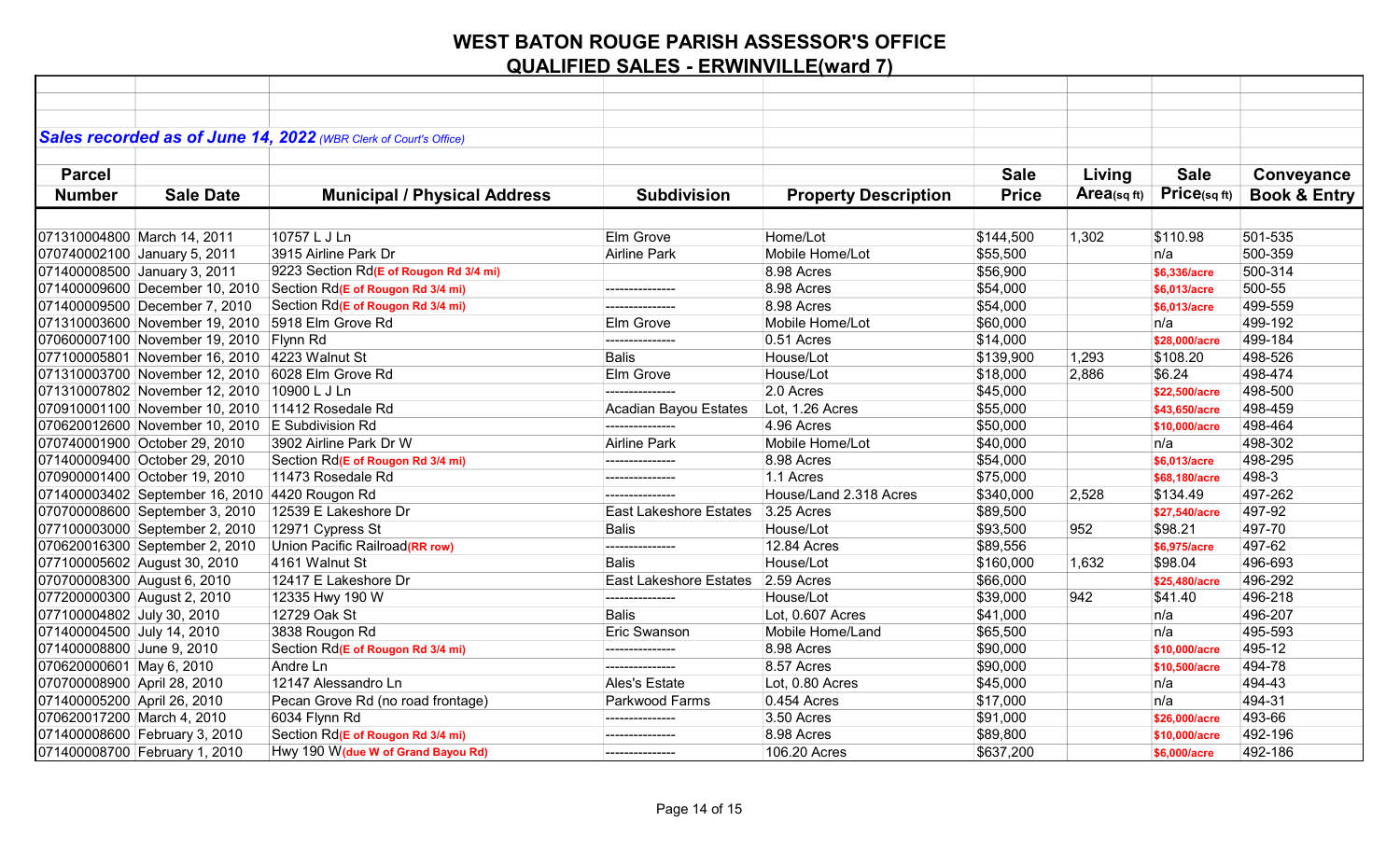# WEST BATON ROUGE PARISH ASSESSOR'S OFFICE

## QUALIFIED SALES - ERWINVILLE(ward 7)

***Sales recorded as of June 14, 2022*** *(WBR Clerk of Court's Office)*

| Parcel Number | Sale Date | Municipal / Physical Address | Subdivision | Property Description | Sale Price | Living Area(sq ft) | Sale Price(sq ft) | Conveyance Book & Entry |
|---|---|---|---|---|---|---|---|---|
| 071310004800 | March 14, 2011 | 10757 L J Ln | Elm Grove | Home/Lot | $144,500 | 1,302 | $110.98 | 501-535 |
| 070740002100 | January 5, 2011 | 3915 Airline Park Dr | Airline Park | Mobile Home/Lot | $55,500 | | n/a | 500-359 |
| 071400008500 | January 3, 2011 | 9223 Section Rd(E of Rougon Rd 3/4 mi) | | 8.98 Acres | $56,900 | | $6,336/acre | 500-314 |
| 071400009600 | December 10, 2010 | Section Rd(E of Rougon Rd 3/4 mi) | --------------- | 8.98 Acres | $54,000 | | $6,013/acre | 500-55 |
| 071400009500 | December 7, 2010 | Section Rd(E of Rougon Rd 3/4 mi) | --------------- | 8.98 Acres | $54,000 | | $6,013/acre | 499-559 |
| 071310003600 | November 19, 2010 | 5918 Elm Grove Rd | Elm Grove | Mobile Home/Lot | $60,000 | | n/a | 499-192 |
| 070600007100 | November 19, 2010 | Flynn Rd | --------------- | 0.51 Acres | $14,000 | | $28,000/acre | 499-184 |
| 077100005801 | November 16, 2010 | 4223 Walnut St | Balis | House/Lot | $139,900 | 1,293 | $108.20 | 498-526 |
| 071310003700 | November 12, 2010 | 6028 Elm Grove Rd | Elm Grove | House/Lot | $18,000 | 2,886 | $6.24 | 498-474 |
| 071310007802 | November 12, 2010 | 10900 L J Ln | --------------- | 2.0 Acres | $45,000 | | $22,500/acre | 498-500 |
| 070910001100 | November 10, 2010 | 11412 Rosedale Rd | Acadian Bayou Estates | Lot, 1.26 Acres | $55,000 | | $43,650/acre | 498-459 |
| 070620012600 | November 10, 2010 | E Subdivision Rd | --------------- | 4.96 Acres | $50,000 | | $10,000/acre | 498-464 |
| 070740001900 | October 29, 2010 | 3902 Airline Park Dr W | Airline Park | Mobile Home/Lot | $40,000 | | n/a | 498-302 |
| 071400009400 | October 29, 2010 | Section Rd(E of Rougon Rd 3/4 mi) | --------------- | 8.98 Acres | $54,000 | | $6,013/acre | 498-295 |
| 070900001400 | October 19, 2010 | 11473 Rosedale Rd | --------------- | 1.1 Acres | $75,000 | | $68,180/acre | 498-3 |
| 071400003402 | September 16, 2010 | 4420 Rougon Rd | --------------- | House/Land 2.318 Acres | $340,000 | 2,528 | $134.49 | 497-262 |
| 070700008600 | September 3, 2010 | 12539 E Lakeshore Dr | East Lakeshore Estates | 3.25 Acres | $89,500 | | $27,540/acre | 497-92 |
| 077100003000 | September 2, 2010 | 12971 Cypress St | Balis | House/Lot | $93,500 | 952 | $98.21 | 497-70 |
| 070620016300 | September 2, 2010 | Union Pacific Railroad(RR row) | --------------- | 12.84 Acres | $89,556 | | $6,975/acre | 497-62 |
| 077100005602 | August 30, 2010 | 4161 Walnut St | Balis | House/Lot | $160,000 | 1,632 | $98.04 | 496-693 |
| 070700008300 | August 6, 2010 | 12417 E Lakeshore Dr | East Lakeshore Estates | 2.59 Acres | $66,000 | | $25,480/acre | 496-292 |
| 077200000300 | August 2, 2010 | 12335 Hwy 190 W | --------------- | House/Lot | $39,000 | 942 | $41.40 | 496-218 |
| 077100004802 | July 30, 2010 | 12729 Oak St | Balis | Lot, 0.607 Acres | $41,000 | | n/a | 496-207 |
| 071400004500 | July 14, 2010 | 3838 Rougon Rd | Eric Swanson | Mobile Home/Land | $65,500 | | n/a | 495-593 |
| 071400008800 | June 9, 2010 | Section Rd(E of Rougon Rd 3/4 mi) | --------------- | 8.98 Acres | $90,000 | | $10,000/acre | 495-12 |
| 070620000601 | May 6, 2010 | Andre Ln | --------------- | 8.57 Acres | $90,000 | | $10,500/acre | 494-78 |
| 070700008900 | April 28, 2010 | 12147 Alessandro Ln | Ales's Estate | Lot, 0.80 Acres | $45,000 | | n/a | 494-43 |
| 071400005200 | April 26, 2010 | Pecan Grove Rd (no road frontage) | Parkwood Farms | 0.454 Acres | $17,000 | | n/a | 494-31 |
| 070620017200 | March 4, 2010 | 6034 Flynn Rd | --------------- | 3.50 Acres | $91,000 | | $26,000/acre | 493-66 |
| 071400008600 | February 3, 2010 | Section Rd(E of Rougon Rd 3/4 mi) | --------------- | 8.98 Acres | $89,800 | | $10,000/acre | 492-196 |
| 071400008700 | February 1, 2010 | Hwy 190 W(due W of Grand Bayou Rd) | --------------- | 106.20 Acres | $637,200 | | $6,000/acre | 492-186 |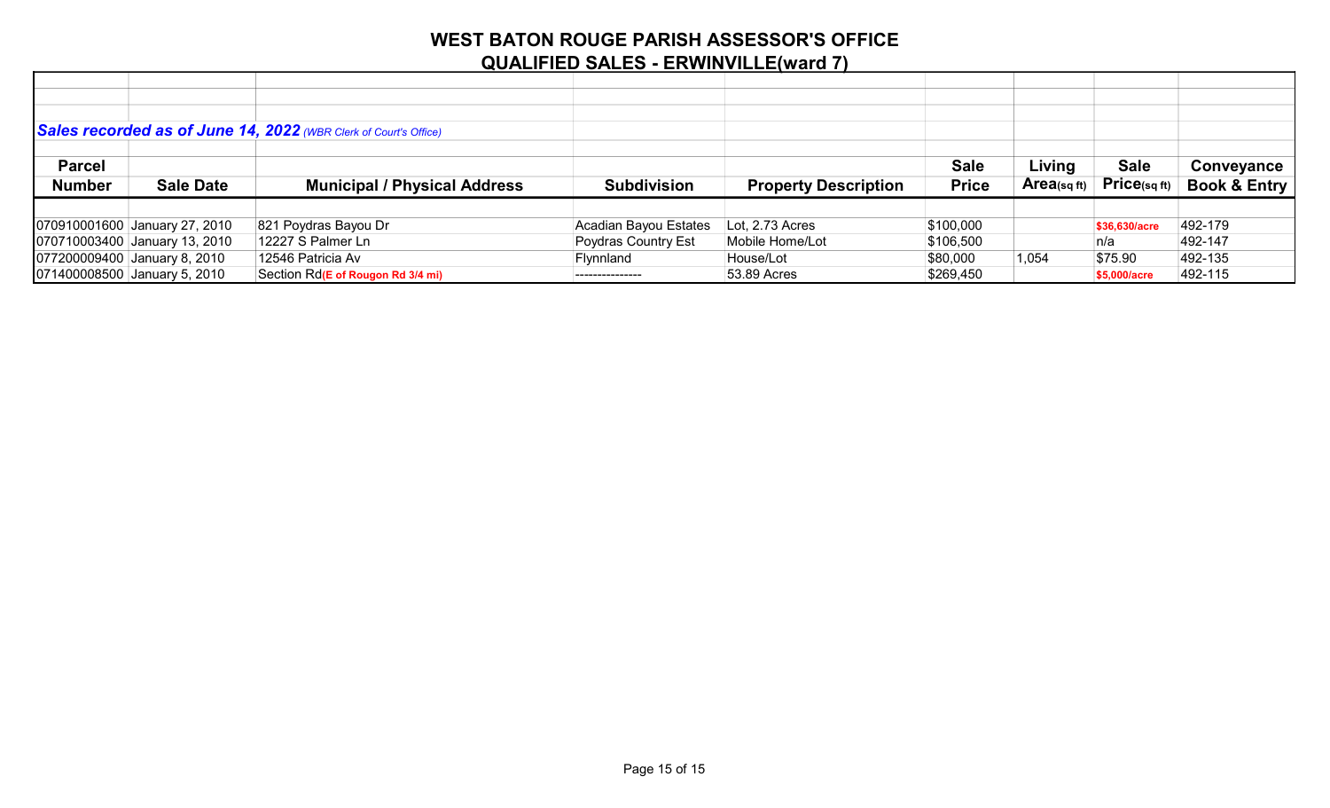# WEST BATON ROUGE PARISH ASSESSOR'S OFFICE

## QUALIFIED SALES - ERWINVILLE(ward 7)

***Sales recorded as of June 14, 2022*** *(WBR Clerk of Court's Office)*

| Parcel Number | Sale Date | Municipal / Physical Address | Subdivision | Property Description | Sale Price | Living Area(sq ft) | Sale Price(sq ft) | Conveyance Book & Entry |
|---|---|---|---|---|---|---|---|---|
| 070910001600 | January 27, 2010 | 821 Poydras Bayou Dr | Acadian Bayou Estates | Lot, 2.73 Acres | $100,000 | | $36,630/acre | 492-179 |
| 070710003400 | January 13, 2010 | 12227 S Palmer Ln | Poydras Country Est | Mobile Home/Lot | $106,500 | | n/a | 492-147 |
| 077200009400 | January 8, 2010 | 12546 Patricia Av | Flynnland | House/Lot | $80,000 | 1,054 | $75.90 | 492-135 |
| 071400008500 | January 5, 2010 | Section Rd(E of Rougon Rd 3/4 mi) | --------------- | 53.89 Acres | $269,450 | | $5,000/acre | 492-115 |